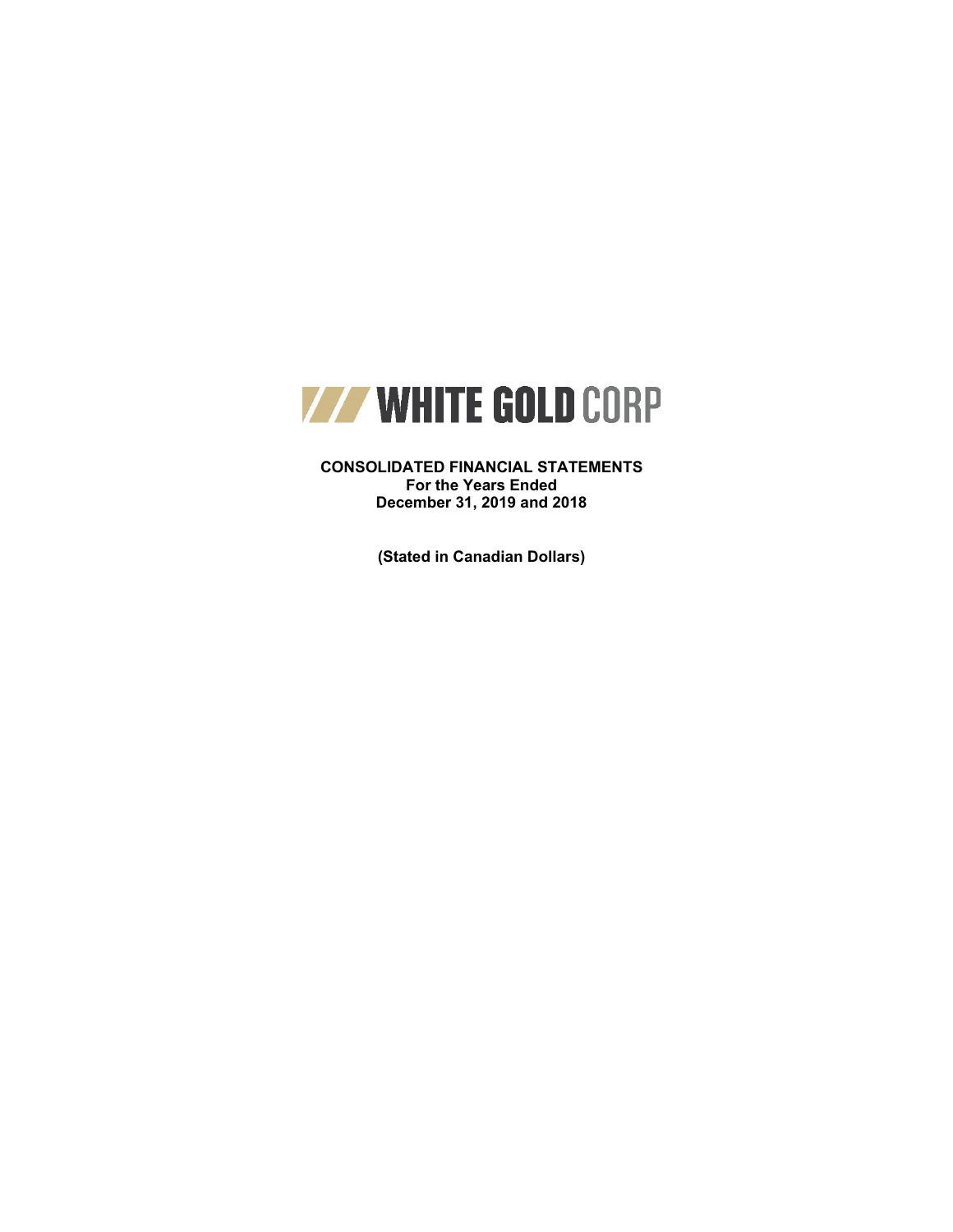# WHITE GOLD CORP

**CONSOLIDATED FINANCIAL STATEMENTS**
**For the Years Ended**
**December 31, 2019 and 2018**

**(Stated in Canadian Dollars)**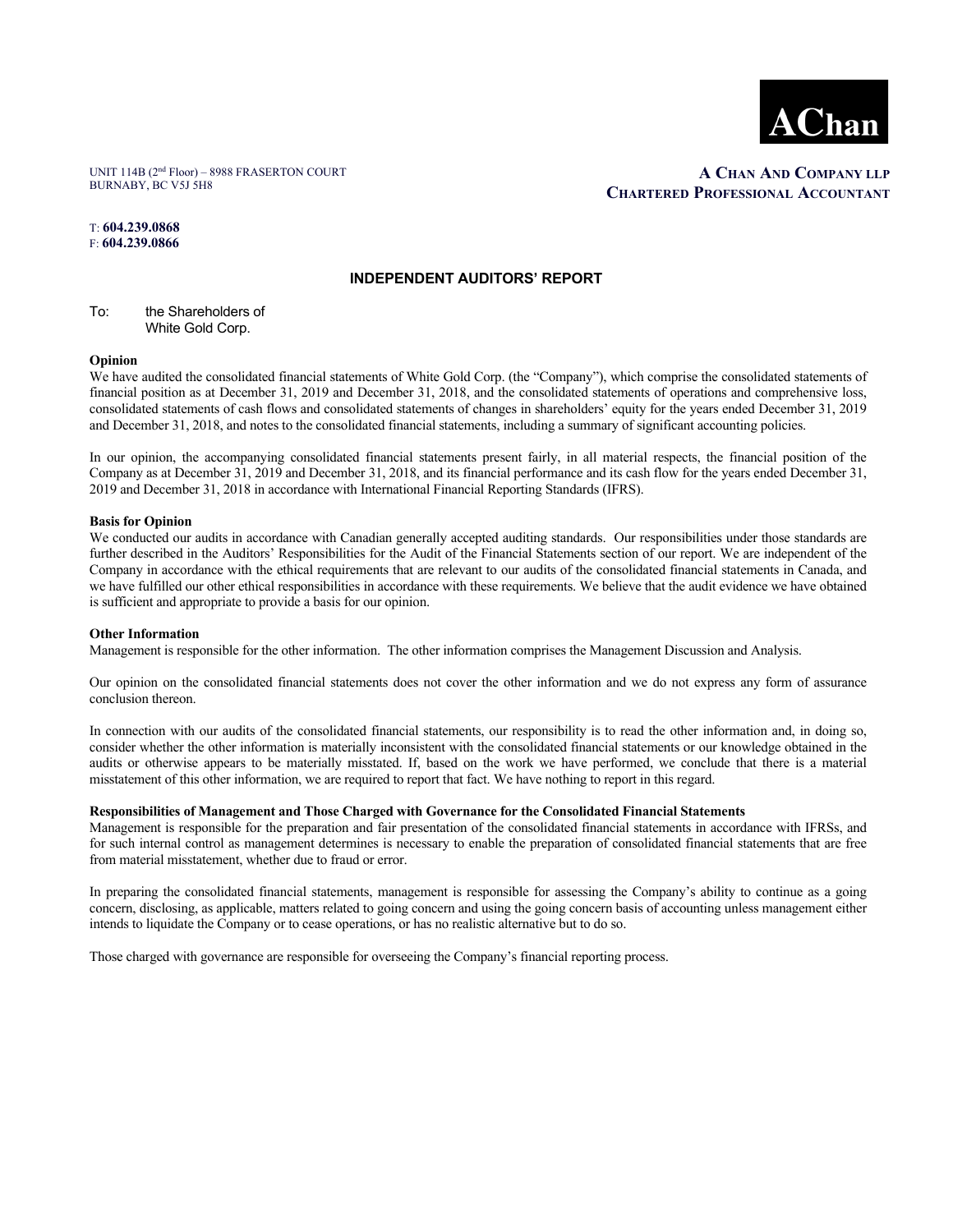**AChan**

UNIT 114B (2nd Floor) – 8988 FRASERTON COURT
BURNABY, BC V5J 5H8

**A CHAN AND COMPANY LLP**
**CHARTERED PROFESSIONAL ACCOUNTANT**

T: **604.239.0868**
F: **604.239.0866**

# INDEPENDENT AUDITORS' REPORT

To: the Shareholders of
White Gold Corp.

**Opinion**

We have audited the consolidated financial statements of White Gold Corp. (the "Company"), which comprise the consolidated statements of financial position as at December 31, 2019 and December 31, 2018, and the consolidated statements of operations and comprehensive loss, consolidated statements of cash flows and consolidated statements of changes in shareholders' equity for the years ended December 31, 2019 and December 31, 2018, and notes to the consolidated financial statements, including a summary of significant accounting policies.

In our opinion, the accompanying consolidated financial statements present fairly, in all material respects, the financial position of the Company as at December 31, 2019 and December 31, 2018, and its financial performance and its cash flow for the years ended December 31, 2019 and December 31, 2018 in accordance with International Financial Reporting Standards (IFRS).

**Basis for Opinion**

We conducted our audits in accordance with Canadian generally accepted auditing standards. Our responsibilities under those standards are further described in the Auditors' Responsibilities for the Audit of the Financial Statements section of our report. We are independent of the Company in accordance with the ethical requirements that are relevant to our audits of the consolidated financial statements in Canada, and we have fulfilled our other ethical responsibilities in accordance with these requirements. We believe that the audit evidence we have obtained is sufficient and appropriate to provide a basis for our opinion.

**Other Information**

Management is responsible for the other information. The other information comprises the Management Discussion and Analysis.

Our opinion on the consolidated financial statements does not cover the other information and we do not express any form of assurance conclusion thereon.

In connection with our audits of the consolidated financial statements, our responsibility is to read the other information and, in doing so, consider whether the other information is materially inconsistent with the consolidated financial statements or our knowledge obtained in the audits or otherwise appears to be materially misstated. If, based on the work we have performed, we conclude that there is a material misstatement of this other information, we are required to report that fact. We have nothing to report in this regard.

**Responsibilities of Management and Those Charged with Governance for the Consolidated Financial Statements**

Management is responsible for the preparation and fair presentation of the consolidated financial statements in accordance with IFRSs, and for such internal control as management determines is necessary to enable the preparation of consolidated financial statements that are free from material misstatement, whether due to fraud or error.

In preparing the consolidated financial statements, management is responsible for assessing the Company's ability to continue as a going concern, disclosing, as applicable, matters related to going concern and using the going concern basis of accounting unless management either intends to liquidate the Company or to cease operations, or has no realistic alternative but to do so.

Those charged with governance are responsible for overseeing the Company's financial reporting process.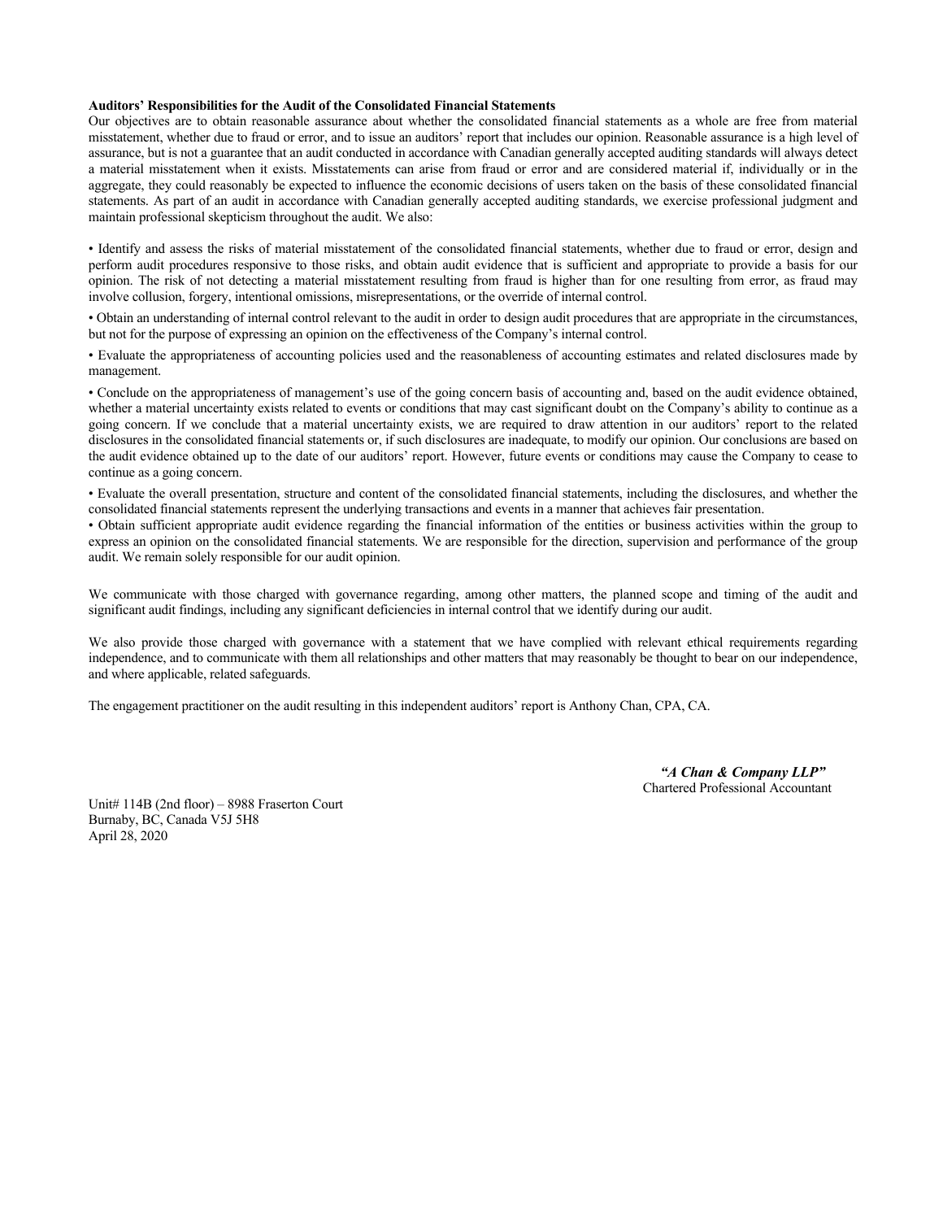**Auditors' Responsibilities for the Audit of the Consolidated Financial Statements**

Our objectives are to obtain reasonable assurance about whether the consolidated financial statements as a whole are free from material misstatement, whether due to fraud or error, and to issue an auditors' report that includes our opinion. Reasonable assurance is a high level of assurance, but is not a guarantee that an audit conducted in accordance with Canadian generally accepted auditing standards will always detect a material misstatement when it exists. Misstatements can arise from fraud or error and are considered material if, individually or in the aggregate, they could reasonably be expected to influence the economic decisions of users taken on the basis of these consolidated financial statements. As part of an audit in accordance with Canadian generally accepted auditing standards, we exercise professional judgment and maintain professional skepticism throughout the audit. We also:

- Identify and assess the risks of material misstatement of the consolidated financial statements, whether due to fraud or error, design and perform audit procedures responsive to those risks, and obtain audit evidence that is sufficient and appropriate to provide a basis for our opinion. The risk of not detecting a material misstatement resulting from fraud is higher than for one resulting from error, as fraud may involve collusion, forgery, intentional omissions, misrepresentations, or the override of internal control.
- Obtain an understanding of internal control relevant to the audit in order to design audit procedures that are appropriate in the circumstances, but not for the purpose of expressing an opinion on the effectiveness of the Company's internal control.
- Evaluate the appropriateness of accounting policies used and the reasonableness of accounting estimates and related disclosures made by management.
- Conclude on the appropriateness of management's use of the going concern basis of accounting and, based on the audit evidence obtained, whether a material uncertainty exists related to events or conditions that may cast significant doubt on the Company's ability to continue as a going concern. If we conclude that a material uncertainty exists, we are required to draw attention in our auditors' report to the related disclosures in the consolidated financial statements or, if such disclosures are inadequate, to modify our opinion. Our conclusions are based on the audit evidence obtained up to the date of our auditors' report. However, future events or conditions may cause the Company to cease to continue as a going concern.
- Evaluate the overall presentation, structure and content of the consolidated financial statements, including the disclosures, and whether the consolidated financial statements represent the underlying transactions and events in a manner that achieves fair presentation.
- Obtain sufficient appropriate audit evidence regarding the financial information of the entities or business activities within the group to express an opinion on the consolidated financial statements. We are responsible for the direction, supervision and performance of the group audit. We remain solely responsible for our audit opinion.

We communicate with those charged with governance regarding, among other matters, the planned scope and timing of the audit and significant audit findings, including any significant deficiencies in internal control that we identify during our audit.

We also provide those charged with governance with a statement that we have complied with relevant ethical requirements regarding independence, and to communicate with them all relationships and other matters that may reasonably be thought to bear on our independence, and where applicable, related safeguards.

The engagement practitioner on the audit resulting in this independent auditors' report is Anthony Chan, CPA, CA.

***"A Chan & Company LLP"***
Chartered Professional Accountant

Unit# 114B (2nd floor) – 8988 Fraserton Court
Burnaby, BC, Canada V5J 5H8
April 28, 2020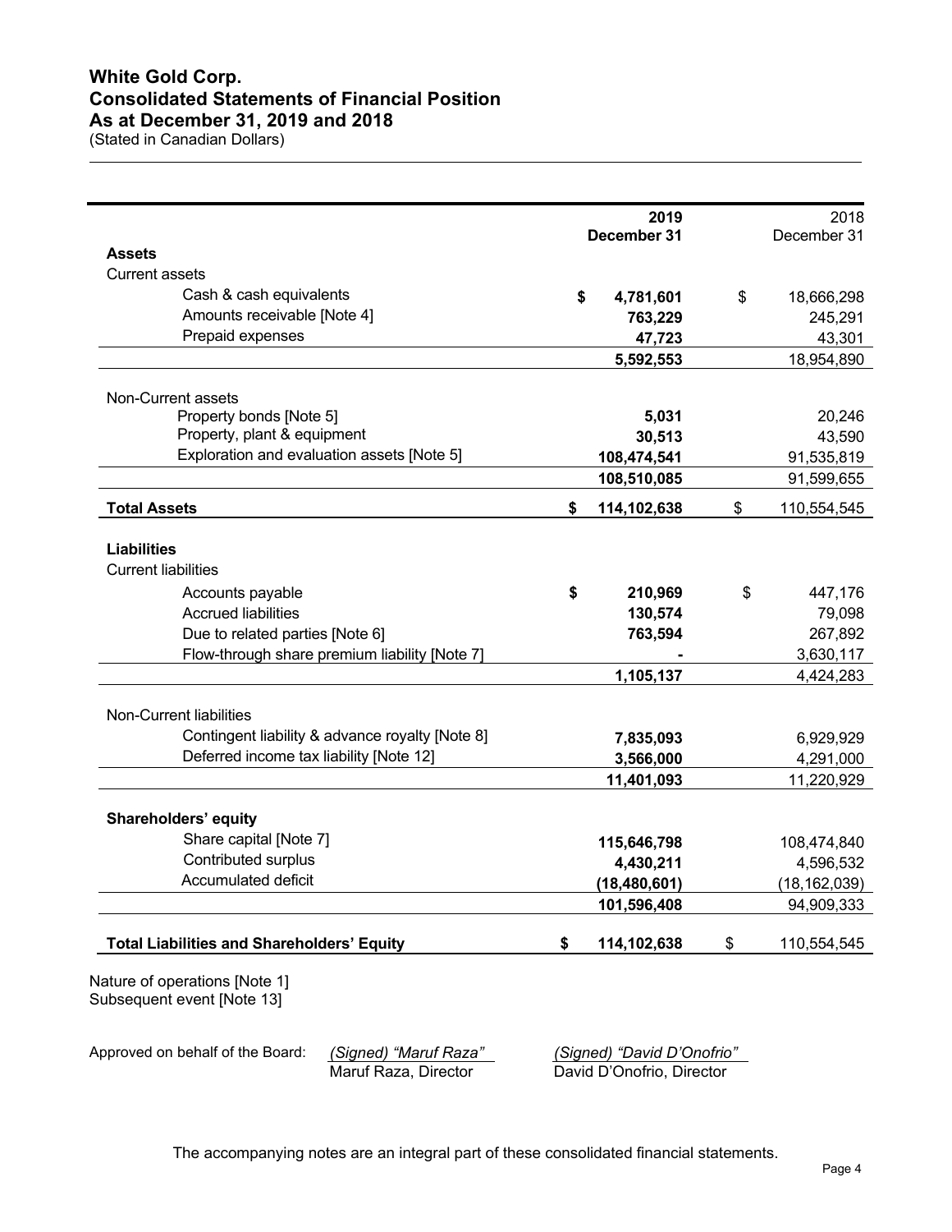# White Gold Corp.
# Consolidated Statements of Financial Position
# As at December 31, 2019 and 2018

(Stated in Canadian Dollars)

| | 2019 December 31 | 2018 December 31 |
|---|---|---|
| **Assets** | | |
| Current assets | | |
| Cash & cash equivalents | **$ 4,781,601** | $ 18,666,298 |
| Amounts receivable [Note 4] | **763,229** | 245,291 |
| Prepaid expenses | **47,723** | 43,301 |
| | **5,592,553** | 18,954,890 |
| Non-Current assets | | |
| Property bonds [Note 5] | **5,031** | 20,246 |
| Property, plant & equipment | **30,513** | 43,590 |
| Exploration and evaluation assets [Note 5] | **108,474,541** | 91,535,819 |
| | **108,510,085** | 91,599,655 |
| **Total Assets** | **$ 114,102,638** | $ 110,554,545 |
| **Liabilities** | | |
| Current liabilities | | |
| Accounts payable | **$ 210,969** | $ 447,176 |
| Accrued liabilities | **130,574** | 79,098 |
| Due to related parties [Note 6] | **763,594** | 267,892 |
| Flow-through share premium liability [Note 7] | **-** | 3,630,117 |
| | **1,105,137** | 4,424,283 |
| Non-Current liabilities | | |
| Contingent liability & advance royalty [Note 8] | **7,835,093** | 6,929,929 |
| Deferred income tax liability [Note 12] | **3,566,000** | 4,291,000 |
| | **11,401,093** | 11,220,929 |
| **Shareholders' equity** | | |
| Share capital [Note 7] | **115,646,798** | 108,474,840 |
| Contributed surplus | **4,430,211** | 4,596,532 |
| Accumulated deficit | **(18,480,601)** | (18,162,039) |
| | **101,596,408** | 94,909,333 |
| **Total Liabilities and Shareholders' Equity** | **$ 114,102,638** | $ 110,554,545 |

Nature of operations [Note 1]
Subsequent event [Note 13]

Approved on behalf of the Board: *(Signed) "Maruf Raza"* Maruf Raza, Director *(Signed) "David D'Onofrio"* David D'Onofrio, Director

The accompanying notes are an integral part of these consolidated financial statements.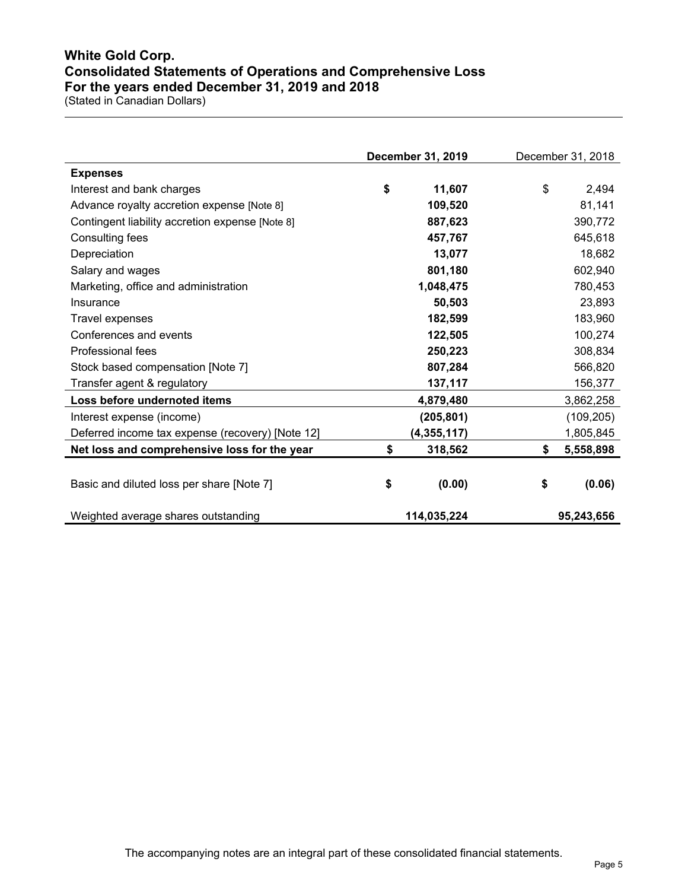# White Gold Corp.
## Consolidated Statements of Operations and Comprehensive Loss
## For the years ended December 31, 2019 and 2018
(Stated in Canadian Dollars)

| | **December 31, 2019** | December 31, 2018 |
|---|---|---|
| **Expenses** | | |
| Interest and bank charges | **$ 11,607** | $ 2,494 |
| Advance royalty accretion expense [Note 8] | **109,520** | 81,141 |
| Contingent liability accretion expense [Note 8] | **887,623** | 390,772 |
| Consulting fees | **457,767** | 645,618 |
| Depreciation | **13,077** | 18,682 |
| Salary and wages | **801,180** | 602,940 |
| Marketing, office and administration | **1,048,475** | 780,453 |
| Insurance | **50,503** | 23,893 |
| Travel expenses | **182,599** | 183,960 |
| Conferences and events | **122,505** | 100,274 |
| Professional fees | **250,223** | 308,834 |
| Stock based compensation [Note 7] | **807,284** | 566,820 |
| Transfer agent & regulatory | **137,117** | 156,377 |
| **Loss before undernoted items** | **4,879,480** | 3,862,258 |
| Interest expense (income) | **(205,801)** | (109,205) |
| Deferred income tax expense (recovery) [Note 12] | **(4,355,117)** | 1,805,845 |
| **Net loss and comprehensive loss for the year** | **$ 318,562** | **$ 5,558,898** |
| | | |
| Basic and diluted loss per share [Note 7] | **$ (0.00)** | **$ (0.06)** |
| | | |
| Weighted average shares outstanding | **114,035,224** | **95,243,656** |

The accompanying notes are an integral part of these consolidated financial statements.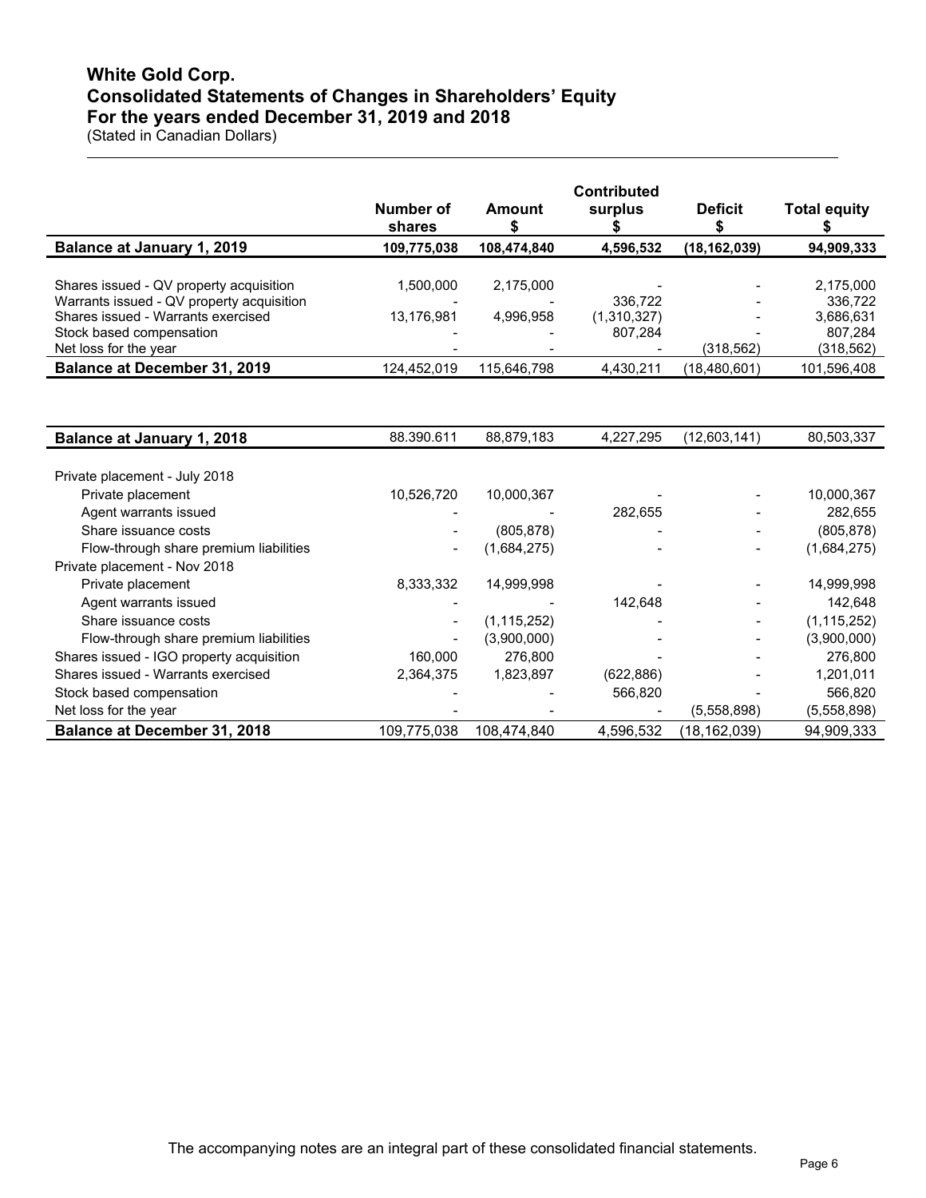# White Gold Corp.
## Consolidated Statements of Changes in Shareholders' Equity
## For the years ended December 31, 2019 and 2018
(Stated in Canadian Dollars)

| | Number of shares | Amount $ | Contributed surplus $ | Deficit $ | Total equity $ |
|---|---|---|---|---|---|
| **Balance at January 1, 2019** | **109,775,038** | **108,474,840** | **4,596,532** | **(18,162,039)** | **94,909,333** |
| Shares issued - QV property acquisition | 1,500,000 | 2,175,000 | - | - | 2,175,000 |
| Warrants issued - QV property acquisition | - | - | 336,722 | - | 336,722 |
| Shares issued - Warrants exercised | 13,176,981 | 4,996,958 | (1,310,327) | - | 3,686,631 |
| Stock based compensation | - | - | 807,284 | - | 807,284 |
| Net loss for the year | - | - | - | (318,562) | (318,562) |
| **Balance at December 31, 2019** | 124,452,019 | 115,646,798 | 4,430,211 | (18,480,601) | 101,596,408 |

| | Number of shares | Amount $ | Contributed surplus $ | Deficit $ | Total equity $ |
|---|---|---|---|---|---|
| **Balance at January 1, 2018** | 88.390.611 | 88,879,183 | 4,227,295 | (12,603,141) | 80,503,337 |
| Private placement - July 2018 | | | | | |
| Private placement | 10,526,720 | 10,000,367 | - | - | 10,000,367 |
| Agent warrants issued | - | - | 282,655 | - | 282,655 |
| Share issuance costs | - | (805,878) | - | - | (805,878) |
| Flow-through share premium liabilities | - | (1,684,275) | - | - | (1,684,275) |
| Private placement - Nov 2018 | | | | | |
| Private placement | 8,333,332 | 14,999,998 | - | - | 14,999,998 |
| Agent warrants issued | - | - | 142,648 | - | 142,648 |
| Share issuance costs | - | (1,115,252) | - | - | (1,115,252) |
| Flow-through share premium liabilities | - | (3,900,000) | - | - | (3,900,000) |
| Shares issued - IGO property acquisition | 160,000 | 276,800 | - | - | 276,800 |
| Shares issued - Warrants exercised | 2,364,375 | 1,823,897 | (622,886) | - | 1,201,011 |
| Stock based compensation | - | - | 566,820 | - | 566,820 |
| Net loss for the year | - | - | - | (5,558,898) | (5,558,898) |
| **Balance at December 31, 2018** | 109,775,038 | 108,474,840 | 4,596,532 | (18,162,039) | 94,909,333 |

The accompanying notes are an integral part of these consolidated financial statements.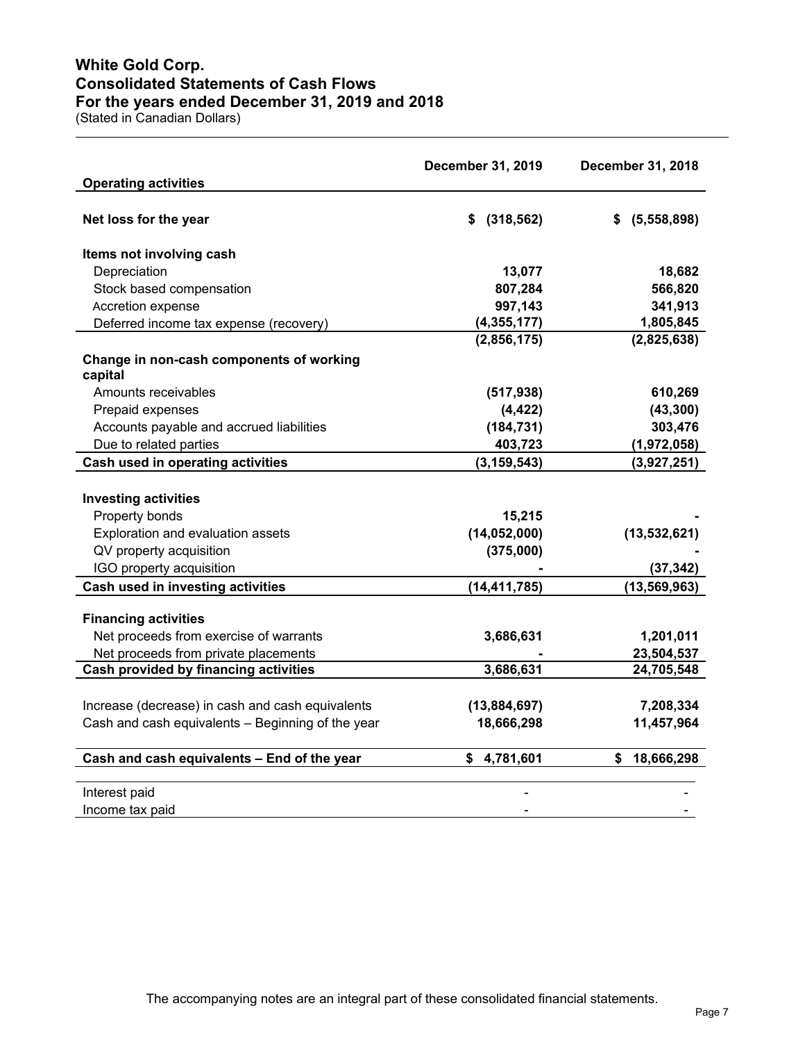# White Gold Corp.
## Consolidated Statements of Cash Flows
## For the years ended December 31, 2019 and 2018
(Stated in Canadian Dollars)

| | December 31, 2019 | December 31, 2018 |
|---|---|---|
| **Operating activities** | | |
| **Net loss for the year** | **$ (318,562)** | **$ (5,558,898)** |
| **Items not involving cash** | | |
| Depreciation | 13,077 | 18,682 |
| Stock based compensation | 807,284 | 566,820 |
| Accretion expense | 997,143 | 341,913 |
| Deferred income tax expense (recovery) | (4,355,177) | 1,805,845 |
| | (2,856,175) | (2,825,638) |
| **Change in non-cash components of working capital** | | |
| Amounts receivables | (517,938) | 610,269 |
| Prepaid expenses | (4,422) | (43,300) |
| Accounts payable and accrued liabilities | (184,731) | 303,476 |
| Due to related parties | 403,723 | (1,972,058) |
| **Cash used in operating activities** | **(3,159,543)** | **(3,927,251)** |
| **Investing activities** | | |
| Property bonds | 15,215 | - |
| Exploration and evaluation assets | (14,052,000) | (13,532,621) |
| QV property acquisition | (375,000) | - |
| IGO property acquisition | - | (37,342) |
| **Cash used in investing activities** | **(14,411,785)** | **(13,569,963)** |
| **Financing activities** | | |
| Net proceeds from exercise of warrants | 3,686,631 | 1,201,011 |
| Net proceeds from private placements | - | 23,504,537 |
| **Cash provided by financing activities** | **3,686,631** | **24,705,548** |
| Increase (decrease) in cash and cash equivalents | (13,884,697) | 7,208,334 |
| Cash and cash equivalents – Beginning of the year | 18,666,298 | 11,457,964 |
| **Cash and cash equivalents – End of the year** | **$ 4,781,601** | **$ 18,666,298** |
| Interest paid | - | - |
| Income tax paid | - | - |

The accompanying notes are an integral part of these consolidated financial statements.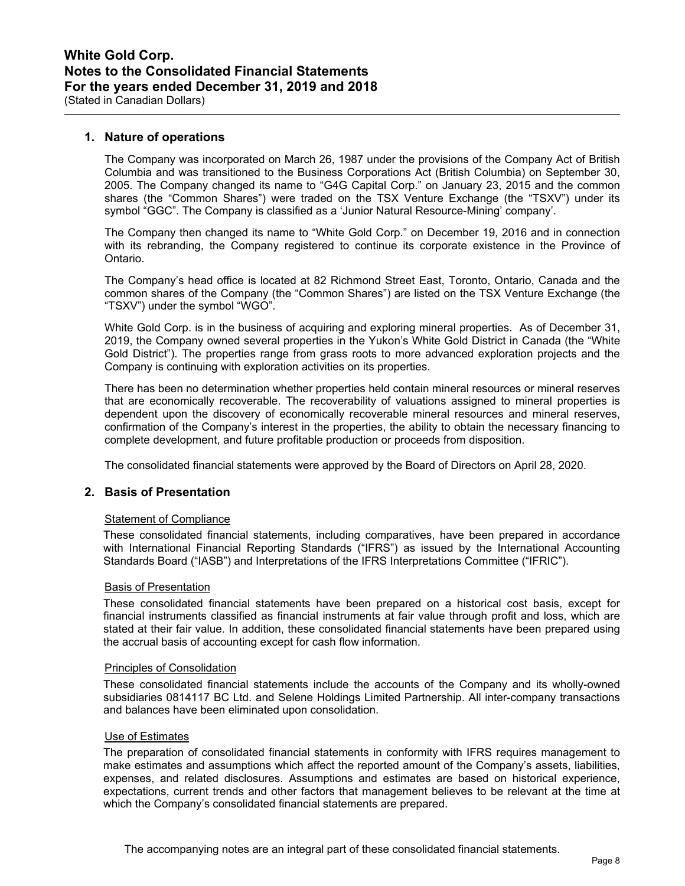## 1. Nature of operations

The Company was incorporated on March 26, 1987 under the provisions of the Company Act of British Columbia and was transitioned to the Business Corporations Act (British Columbia) on September 30, 2005. The Company changed its name to "G4G Capital Corp." on January 23, 2015 and the common shares (the "Common Shares") were traded on the TSX Venture Exchange (the "TSXV") under its symbol "GGC". The Company is classified as a 'Junior Natural Resource-Mining' company'.

The Company then changed its name to "White Gold Corp." on December 19, 2016 and in connection with its rebranding, the Company registered to continue its corporate existence in the Province of Ontario.

The Company's head office is located at 82 Richmond Street East, Toronto, Ontario, Canada and the common shares of the Company (the "Common Shares") are listed on the TSX Venture Exchange (the "TSXV") under the symbol "WGO".

White Gold Corp. is in the business of acquiring and exploring mineral properties. As of December 31, 2019, the Company owned several properties in the Yukon's White Gold District in Canada (the "White Gold District"). The properties range from grass roots to more advanced exploration projects and the Company is continuing with exploration activities on its properties.

There has been no determination whether properties held contain mineral resources or mineral reserves that are economically recoverable. The recoverability of valuations assigned to mineral properties is dependent upon the discovery of economically recoverable mineral resources and mineral reserves, confirmation of the Company's interest in the properties, the ability to obtain the necessary financing to complete development, and future profitable production or proceeds from disposition.

The consolidated financial statements were approved by the Board of Directors on April 28, 2020.

## 2. Basis of Presentation

### Statement of Compliance

These consolidated financial statements, including comparatives, have been prepared in accordance with International Financial Reporting Standards ("IFRS") as issued by the International Accounting Standards Board ("IASB") and Interpretations of the IFRS Interpretations Committee ("IFRIC").

### Basis of Presentation

These consolidated financial statements have been prepared on a historical cost basis, except for financial instruments classified as financial instruments at fair value through profit and loss, which are stated at their fair value. In addition, these consolidated financial statements have been prepared using the accrual basis of accounting except for cash flow information.

### Principles of Consolidation

These consolidated financial statements include the accounts of the Company and its wholly-owned subsidiaries 0814117 BC Ltd. and Selene Holdings Limited Partnership. All inter-company transactions and balances have been eliminated upon consolidation.

### Use of Estimates

The preparation of consolidated financial statements in conformity with IFRS requires management to make estimates and assumptions which affect the reported amount of the Company's assets, liabilities, expenses, and related disclosures. Assumptions and estimates are based on historical experience, expectations, current trends and other factors that management believes to be relevant at the time at which the Company's consolidated financial statements are prepared.

The accompanying notes are an integral part of these consolidated financial statements.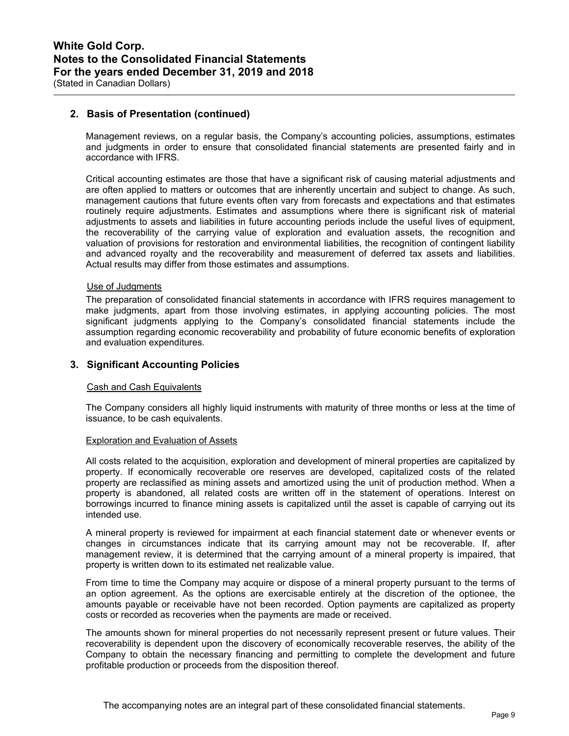## 2. Basis of Presentation (continued)

Management reviews, on a regular basis, the Company's accounting policies, assumptions, estimates and judgments in order to ensure that consolidated financial statements are presented fairly and in accordance with IFRS.

Critical accounting estimates are those that have a significant risk of causing material adjustments and are often applied to matters or outcomes that are inherently uncertain and subject to change. As such, management cautions that future events often vary from forecasts and expectations and that estimates routinely require adjustments. Estimates and assumptions where there is significant risk of material adjustments to assets and liabilities in future accounting periods include the useful lives of equipment, the recoverability of the carrying value of exploration and evaluation assets, the recognition and valuation of provisions for restoration and environmental liabilities, the recognition of contingent liability and advanced royalty and the recoverability and measurement of deferred tax assets and liabilities. Actual results may differ from those estimates and assumptions.

Use of Judgments

The preparation of consolidated financial statements in accordance with IFRS requires management to make judgments, apart from those involving estimates, in applying accounting policies. The most significant judgments applying to the Company's consolidated financial statements include the assumption regarding economic recoverability and probability of future economic benefits of exploration and evaluation expenditures.

## 3. Significant Accounting Policies

Cash and Cash Equivalents

The Company considers all highly liquid instruments with maturity of three months or less at the time of issuance, to be cash equivalents.

Exploration and Evaluation of Assets

All costs related to the acquisition, exploration and development of mineral properties are capitalized by property. If economically recoverable ore reserves are developed, capitalized costs of the related property are reclassified as mining assets and amortized using the unit of production method. When a property is abandoned, all related costs are written off in the statement of operations. Interest on borrowings incurred to finance mining assets is capitalized until the asset is capable of carrying out its intended use.

A mineral property is reviewed for impairment at each financial statement date or whenever events or changes in circumstances indicate that its carrying amount may not be recoverable. If, after management review, it is determined that the carrying amount of a mineral property is impaired, that property is written down to its estimated net realizable value.

From time to time the Company may acquire or dispose of a mineral property pursuant to the terms of an option agreement. As the options are exercisable entirely at the discretion of the optionee, the amounts payable or receivable have not been recorded. Option payments are capitalized as property costs or recorded as recoveries when the payments are made or received.

The amounts shown for mineral properties do not necessarily represent present or future values. Their recoverability is dependent upon the discovery of economically recoverable reserves, the ability of the Company to obtain the necessary financing and permitting to complete the development and future profitable production or proceeds from the disposition thereof.

The accompanying notes are an integral part of these consolidated financial statements.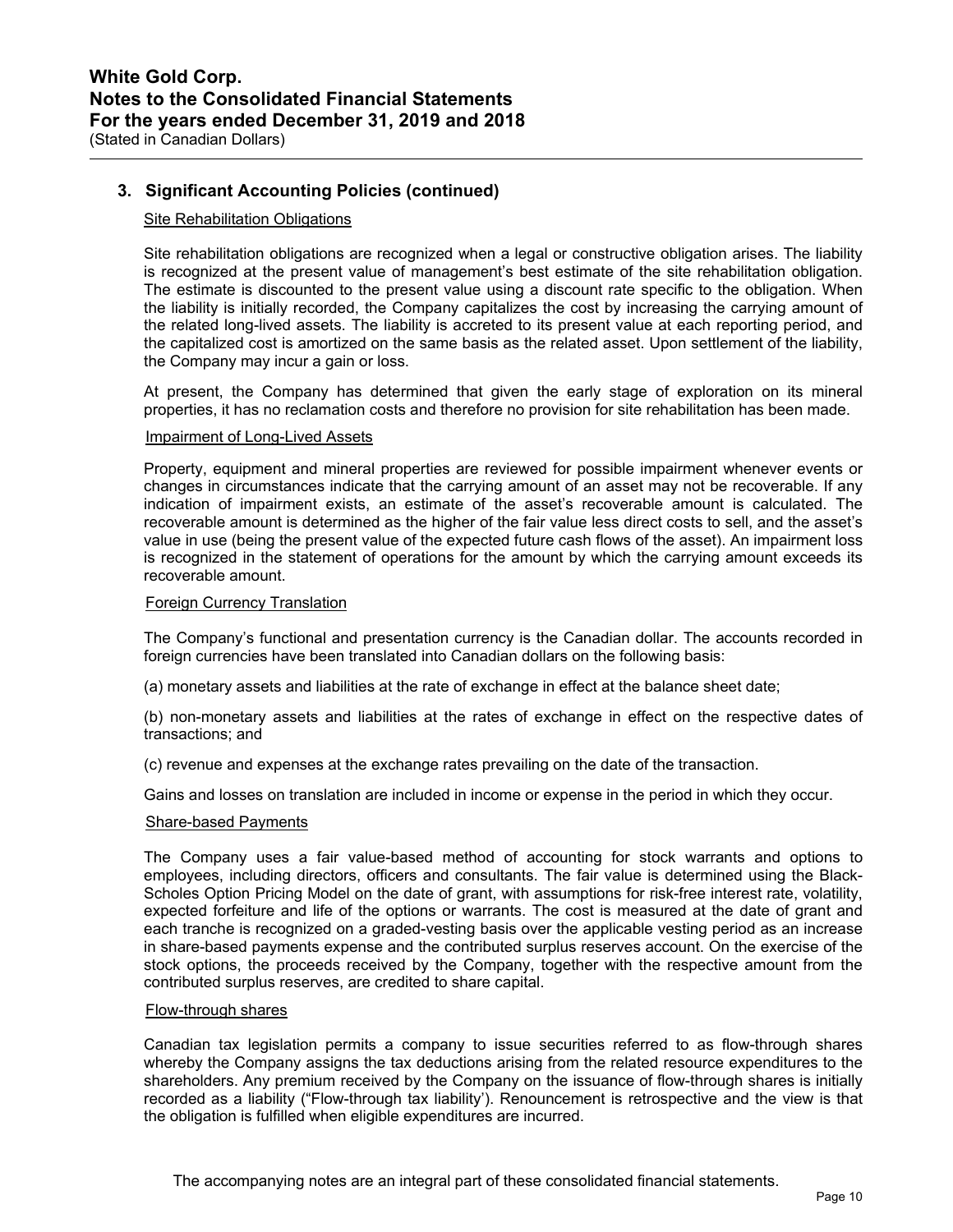## 3. Significant Accounting Policies (continued)

### Site Rehabilitation Obligations

Site rehabilitation obligations are recognized when a legal or constructive obligation arises. The liability is recognized at the present value of management's best estimate of the site rehabilitation obligation. The estimate is discounted to the present value using a discount rate specific to the obligation. When the liability is initially recorded, the Company capitalizes the cost by increasing the carrying amount of the related long-lived assets. The liability is accreted to its present value at each reporting period, and the capitalized cost is amortized on the same basis as the related asset. Upon settlement of the liability, the Company may incur a gain or loss.

At present, the Company has determined that given the early stage of exploration on its mineral properties, it has no reclamation costs and therefore no provision for site rehabilitation has been made.

### Impairment of Long-Lived Assets

Property, equipment and mineral properties are reviewed for possible impairment whenever events or changes in circumstances indicate that the carrying amount of an asset may not be recoverable. If any indication of impairment exists, an estimate of the asset's recoverable amount is calculated. The recoverable amount is determined as the higher of the fair value less direct costs to sell, and the asset's value in use (being the present value of the expected future cash flows of the asset). An impairment loss is recognized in the statement of operations for the amount by which the carrying amount exceeds its recoverable amount.

### Foreign Currency Translation

The Company's functional and presentation currency is the Canadian dollar. The accounts recorded in foreign currencies have been translated into Canadian dollars on the following basis:

(a) monetary assets and liabilities at the rate of exchange in effect at the balance sheet date;

(b) non-monetary assets and liabilities at the rates of exchange in effect on the respective dates of transactions; and

(c) revenue and expenses at the exchange rates prevailing on the date of the transaction.

Gains and losses on translation are included in income or expense in the period in which they occur.

### Share-based Payments

The Company uses a fair value-based method of accounting for stock warrants and options to employees, including directors, officers and consultants. The fair value is determined using the Black-Scholes Option Pricing Model on the date of grant, with assumptions for risk-free interest rate, volatility, expected forfeiture and life of the options or warrants. The cost is measured at the date of grant and each tranche is recognized on a graded-vesting basis over the applicable vesting period as an increase in share-based payments expense and the contributed surplus reserves account. On the exercise of the stock options, the proceeds received by the Company, together with the respective amount from the contributed surplus reserves, are credited to share capital.

### Flow-through shares

Canadian tax legislation permits a company to issue securities referred to as flow-through shares whereby the Company assigns the tax deductions arising from the related resource expenditures to the shareholders. Any premium received by the Company on the issuance of flow-through shares is initially recorded as a liability ("Flow-through tax liability'). Renouncement is retrospective and the view is that the obligation is fulfilled when eligible expenditures are incurred.

The accompanying notes are an integral part of these consolidated financial statements.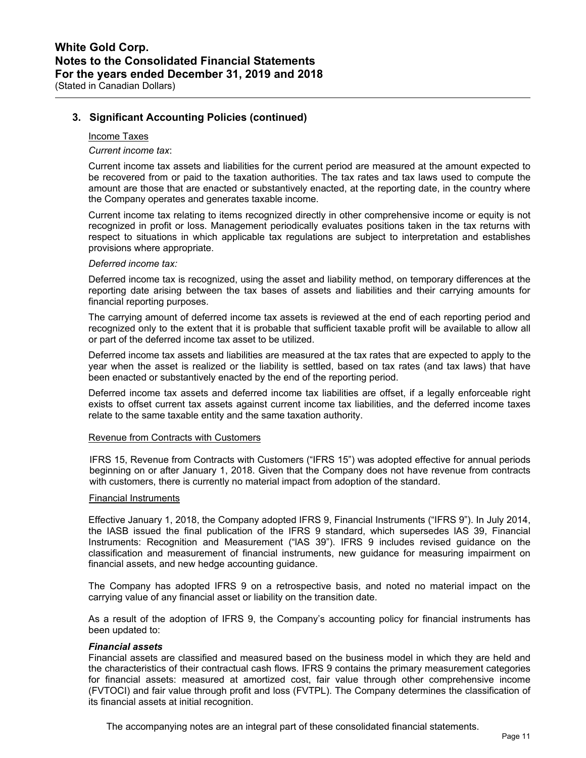## 3. Significant Accounting Policies (continued)

Income Taxes

*Current income tax*:

Current income tax assets and liabilities for the current period are measured at the amount expected to be recovered from or paid to the taxation authorities. The tax rates and tax laws used to compute the amount are those that are enacted or substantively enacted, at the reporting date, in the country where the Company operates and generates taxable income.

Current income tax relating to items recognized directly in other comprehensive income or equity is not recognized in profit or loss. Management periodically evaluates positions taken in the tax returns with respect to situations in which applicable tax regulations are subject to interpretation and establishes provisions where appropriate.

*Deferred income tax:*

Deferred income tax is recognized, using the asset and liability method, on temporary differences at the reporting date arising between the tax bases of assets and liabilities and their carrying amounts for financial reporting purposes.

The carrying amount of deferred income tax assets is reviewed at the end of each reporting period and recognized only to the extent that it is probable that sufficient taxable profit will be available to allow all or part of the deferred income tax asset to be utilized.

Deferred income tax assets and liabilities are measured at the tax rates that are expected to apply to the year when the asset is realized or the liability is settled, based on tax rates (and tax laws) that have been enacted or substantively enacted by the end of the reporting period.

Deferred income tax assets and deferred income tax liabilities are offset, if a legally enforceable right exists to offset current tax assets against current income tax liabilities, and the deferred income taxes relate to the same taxable entity and the same taxation authority.

Revenue from Contracts with Customers

IFRS 15, Revenue from Contracts with Customers ("IFRS 15") was adopted effective for annual periods beginning on or after January 1, 2018. Given that the Company does not have revenue from contracts with customers, there is currently no material impact from adoption of the standard.

Financial Instruments

Effective January 1, 2018, the Company adopted IFRS 9, Financial Instruments ("IFRS 9"). In July 2014, the IASB issued the final publication of the IFRS 9 standard, which supersedes IAS 39, Financial Instruments: Recognition and Measurement ("IAS 39"). IFRS 9 includes revised guidance on the classification and measurement of financial instruments, new guidance for measuring impairment on financial assets, and new hedge accounting guidance.

The Company has adopted IFRS 9 on a retrospective basis, and noted no material impact on the carrying value of any financial asset or liability on the transition date.

As a result of the adoption of IFRS 9, the Company's accounting policy for financial instruments has been updated to:

***Financial assets***

Financial assets are classified and measured based on the business model in which they are held and the characteristics of their contractual cash flows. IFRS 9 contains the primary measurement categories for financial assets: measured at amortized cost, fair value through other comprehensive income (FVTOCI) and fair value through profit and loss (FVTPL). The Company determines the classification of its financial assets at initial recognition.

The accompanying notes are an integral part of these consolidated financial statements.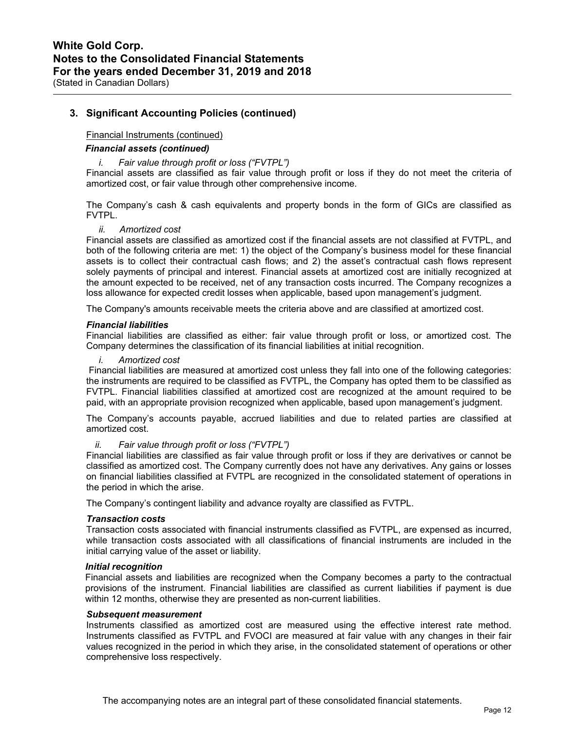## 3. Significant Accounting Policies (continued)

Financial Instruments (continued)

***Financial assets (continued)***

*i. Fair value through profit or loss ("FVTPL")*

Financial assets are classified as fair value through profit or loss if they do not meet the criteria of amortized cost, or fair value through other comprehensive income.

The Company's cash & cash equivalents and property bonds in the form of GICs are classified as FVTPL.

*ii. Amortized cost*

Financial assets are classified as amortized cost if the financial assets are not classified at FVTPL, and both of the following criteria are met: 1) the object of the Company's business model for these financial assets is to collect their contractual cash flows; and 2) the asset's contractual cash flows represent solely payments of principal and interest. Financial assets at amortized cost are initially recognized at the amount expected to be received, net of any transaction costs incurred. The Company recognizes a loss allowance for expected credit losses when applicable, based upon management's judgment.

The Company's amounts receivable meets the criteria above and are classified at amortized cost.

***Financial liabilities***

Financial liabilities are classified as either: fair value through profit or loss, or amortized cost. The Company determines the classification of its financial liabilities at initial recognition.

*i. Amortized cost*

Financial liabilities are measured at amortized cost unless they fall into one of the following categories: the instruments are required to be classified as FVTPL, the Company has opted them to be classified as FVTPL. Financial liabilities classified at amortized cost are recognized at the amount required to be paid, with an appropriate provision recognized when applicable, based upon management's judgment.

The Company's accounts payable, accrued liabilities and due to related parties are classified at amortized cost.

*ii. Fair value through profit or loss ("FVTPL")*

Financial liabilities are classified as fair value through profit or loss if they are derivatives or cannot be classified as amortized cost. The Company currently does not have any derivatives. Any gains or losses on financial liabilities classified at FVTPL are recognized in the consolidated statement of operations in the period in which the arise.

The Company's contingent liability and advance royalty are classified as FVTPL.

***Transaction costs***

Transaction costs associated with financial instruments classified as FVTPL, are expensed as incurred, while transaction costs associated with all classifications of financial instruments are included in the initial carrying value of the asset or liability.

***Initial recognition***

Financial assets and liabilities are recognized when the Company becomes a party to the contractual provisions of the instrument. Financial liabilities are classified as current liabilities if payment is due within 12 months, otherwise they are presented as non-current liabilities.

***Subsequent measurement***

Instruments classified as amortized cost are measured using the effective interest rate method. Instruments classified as FVTPL and FVOCI are measured at fair value with any changes in their fair values recognized in the period in which they arise, in the consolidated statement of operations or other comprehensive loss respectively.

The accompanying notes are an integral part of these consolidated financial statements.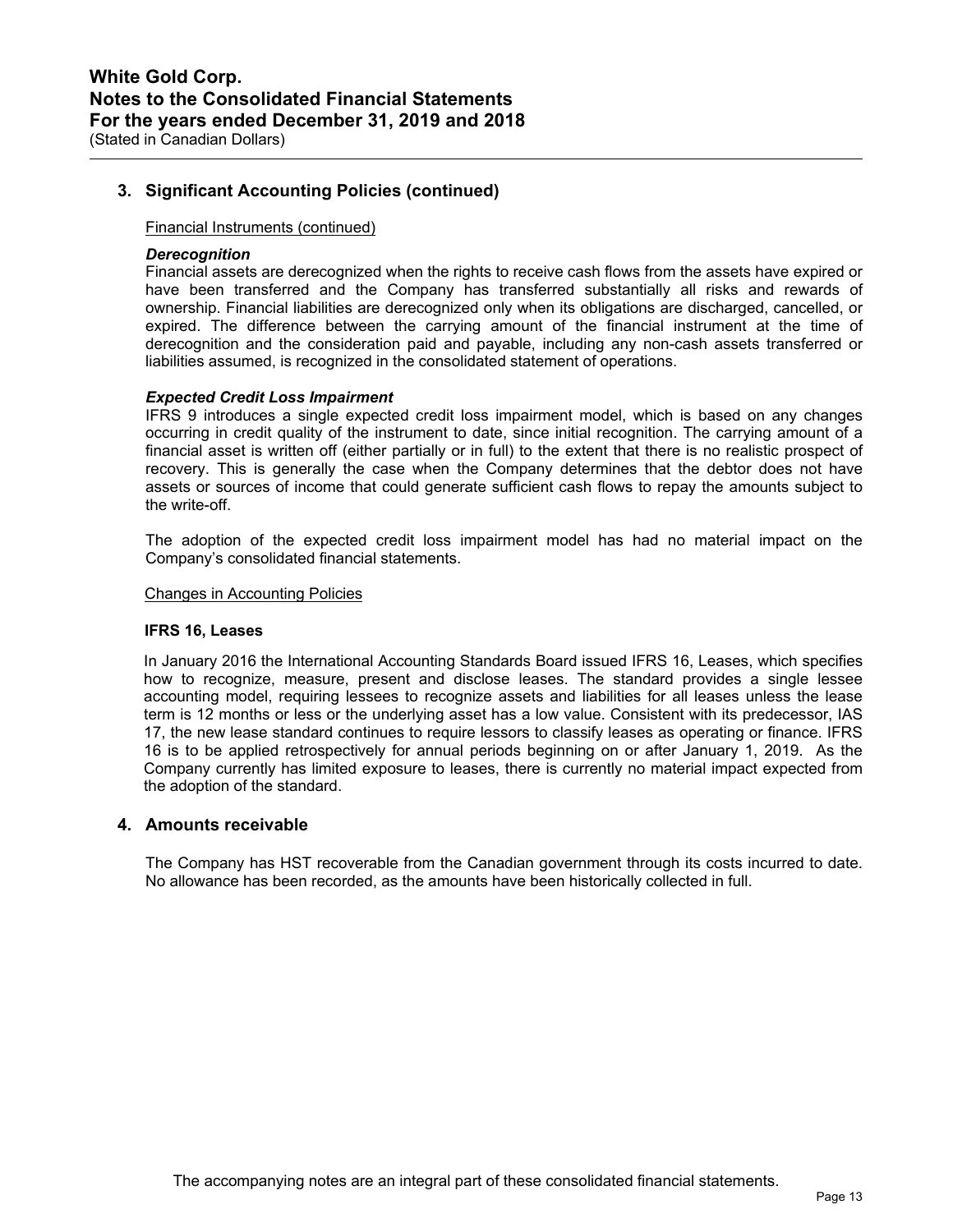## 3. Significant Accounting Policies (continued)

Financial Instruments (continued)

***Derecognition***

Financial assets are derecognized when the rights to receive cash flows from the assets have expired or have been transferred and the Company has transferred substantially all risks and rewards of ownership. Financial liabilities are derecognized only when its obligations are discharged, cancelled, or expired. The difference between the carrying amount of the financial instrument at the time of derecognition and the consideration paid and payable, including any non-cash assets transferred or liabilities assumed, is recognized in the consolidated statement of operations.

***Expected Credit Loss Impairment***

IFRS 9 introduces a single expected credit loss impairment model, which is based on any changes occurring in credit quality of the instrument to date, since initial recognition. The carrying amount of a financial asset is written off (either partially or in full) to the extent that there is no realistic prospect of recovery. This is generally the case when the Company determines that the debtor does not have assets or sources of income that could generate sufficient cash flows to repay the amounts subject to the write-off.

The adoption of the expected credit loss impairment model has had no material impact on the Company's consolidated financial statements.

Changes in Accounting Policies

**IFRS 16, Leases**

In January 2016 the International Accounting Standards Board issued IFRS 16, Leases, which specifies how to recognize, measure, present and disclose leases. The standard provides a single lessee accounting model, requiring lessees to recognize assets and liabilities for all leases unless the lease term is 12 months or less or the underlying asset has a low value. Consistent with its predecessor, IAS 17, the new lease standard continues to require lessors to classify leases as operating or finance. IFRS 16 is to be applied retrospectively for annual periods beginning on or after January 1, 2019. As the Company currently has limited exposure to leases, there is currently no material impact expected from the adoption of the standard.

## 4. Amounts receivable

The Company has HST recoverable from the Canadian government through its costs incurred to date. No allowance has been recorded, as the amounts have been historically collected in full.

The accompanying notes are an integral part of these consolidated financial statements.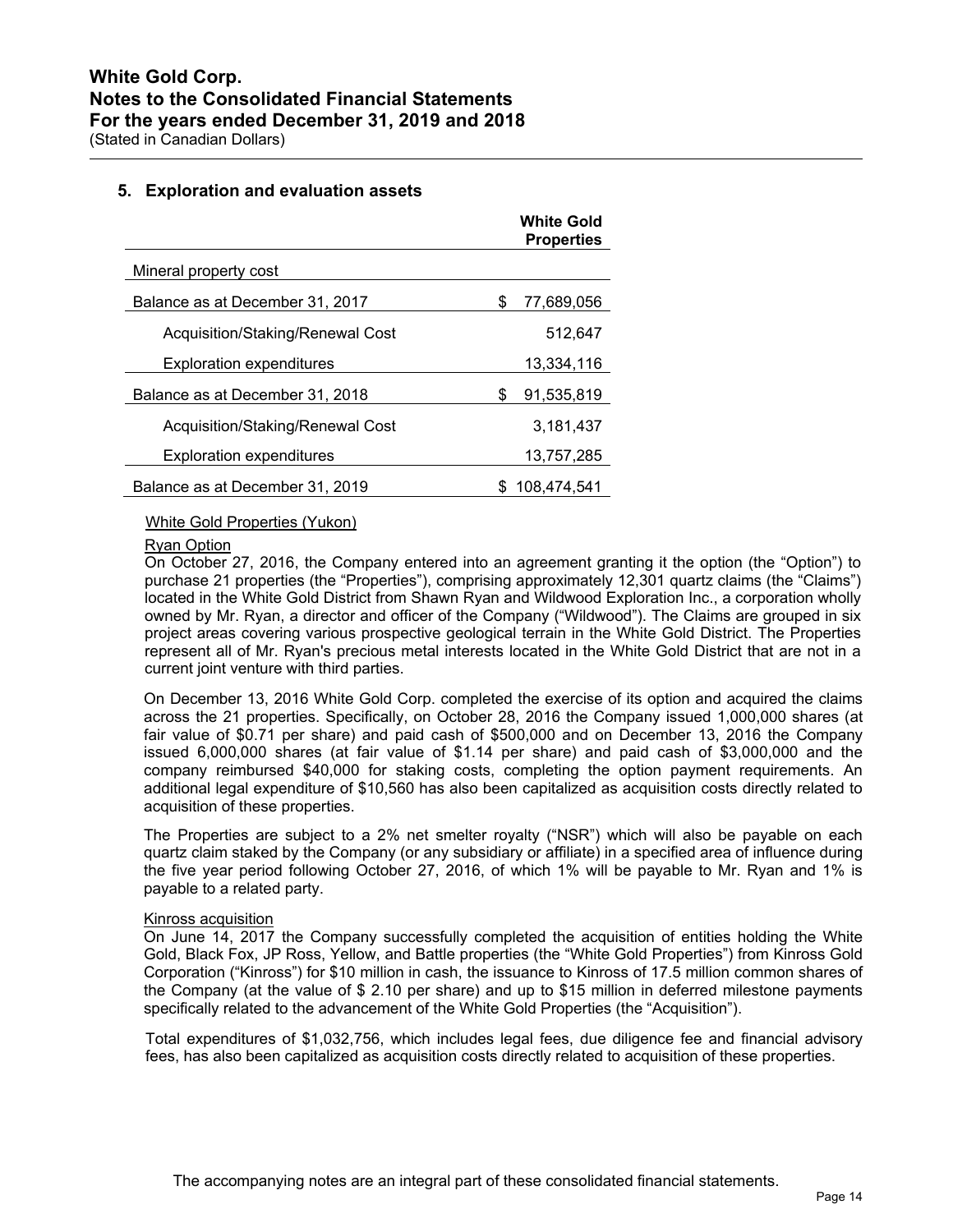## 5. Exploration and evaluation assets

| | White Gold Properties |
|---|---|
| Mineral property cost | |
| Balance as at December 31, 2017 | $ 77,689,056 |
| Acquisition/Staking/Renewal Cost | 512,647 |
| Exploration expenditures | 13,334,116 |
| Balance as at December 31, 2018 | $ 91,535,819 |
| Acquisition/Staking/Renewal Cost | 3,181,437 |
| Exploration expenditures | 13,757,285 |
| Balance as at December 31, 2019 | $ 108,474,541 |

White Gold Properties (Yukon)

Ryan Option

On October 27, 2016, the Company entered into an agreement granting it the option (the "Option") to purchase 21 properties (the "Properties"), comprising approximately 12,301 quartz claims (the "Claims") located in the White Gold District from Shawn Ryan and Wildwood Exploration Inc., a corporation wholly owned by Mr. Ryan, a director and officer of the Company ("Wildwood"). The Claims are grouped in six project areas covering various prospective geological terrain in the White Gold District. The Properties represent all of Mr. Ryan's precious metal interests located in the White Gold District that are not in a current joint venture with third parties.

On December 13, 2016 White Gold Corp. completed the exercise of its option and acquired the claims across the 21 properties. Specifically, on October 28, 2016 the Company issued 1,000,000 shares (at fair value of $0.71 per share) and paid cash of $500,000 and on December 13, 2016 the Company issued 6,000,000 shares (at fair value of $1.14 per share) and paid cash of $3,000,000 and the company reimbursed $40,000 for staking costs, completing the option payment requirements. An additional legal expenditure of $10,560 has also been capitalized as acquisition costs directly related to acquisition of these properties.

The Properties are subject to a 2% net smelter royalty ("NSR") which will also be payable on each quartz claim staked by the Company (or any subsidiary or affiliate) in a specified area of influence during the five year period following October 27, 2016, of which 1% will be payable to Mr. Ryan and 1% is payable to a related party.

Kinross acquisition

On June 14, 2017 the Company successfully completed the acquisition of entities holding the White Gold, Black Fox, JP Ross, Yellow, and Battle properties (the "White Gold Properties") from Kinross Gold Corporation ("Kinross") for $10 million in cash, the issuance to Kinross of 17.5 million common shares of the Company (at the value of $ 2.10 per share) and up to $15 million in deferred milestone payments specifically related to the advancement of the White Gold Properties (the "Acquisition").

Total expenditures of $1,032,756, which includes legal fees, due diligence fee and financial advisory fees, has also been capitalized as acquisition costs directly related to acquisition of these properties.

The accompanying notes are an integral part of these consolidated financial statements.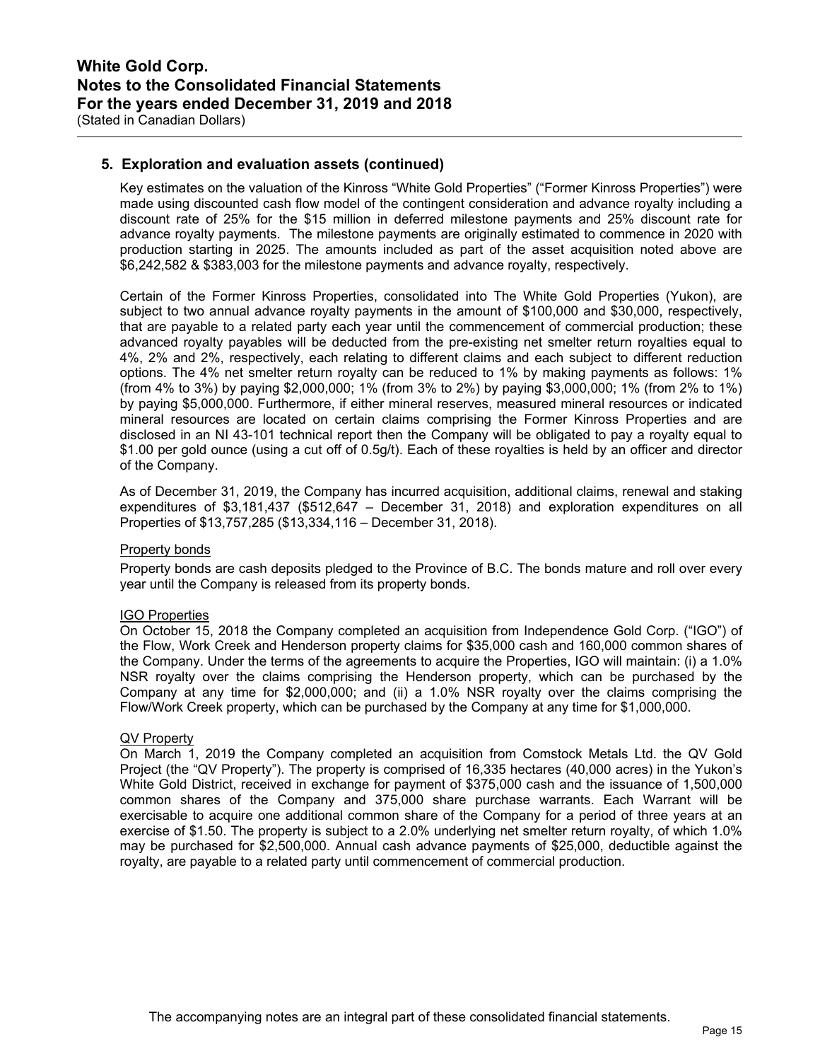## 5. Exploration and evaluation assets (continued)

Key estimates on the valuation of the Kinross "White Gold Properties" ("Former Kinross Properties") were made using discounted cash flow model of the contingent consideration and advance royalty including a discount rate of 25% for the $15 million in deferred milestone payments and 25% discount rate for advance royalty payments. The milestone payments are originally estimated to commence in 2020 with production starting in 2025. The amounts included as part of the asset acquisition noted above are $6,242,582 & $383,003 for the milestone payments and advance royalty, respectively.

Certain of the Former Kinross Properties, consolidated into The White Gold Properties (Yukon), are subject to two annual advance royalty payments in the amount of $100,000 and $30,000, respectively, that are payable to a related party each year until the commencement of commercial production; these advanced royalty payables will be deducted from the pre-existing net smelter return royalties equal to 4%, 2% and 2%, respectively, each relating to different claims and each subject to different reduction options. The 4% net smelter return royalty can be reduced to 1% by making payments as follows: 1% (from 4% to 3%) by paying $2,000,000; 1% (from 3% to 2%) by paying $3,000,000; 1% (from 2% to 1%) by paying $5,000,000. Furthermore, if either mineral reserves, measured mineral resources or indicated mineral resources are located on certain claims comprising the Former Kinross Properties and are disclosed in an NI 43-101 technical report then the Company will be obligated to pay a royalty equal to $1.00 per gold ounce (using a cut off of 0.5g/t). Each of these royalties is held by an officer and director of the Company.

As of December 31, 2019, the Company has incurred acquisition, additional claims, renewal and staking expenditures of $3,181,437 ($512,647 – December 31, 2018) and exploration expenditures on all Properties of $13,757,285 ($13,334,116 – December 31, 2018).

Property bonds

Property bonds are cash deposits pledged to the Province of B.C. The bonds mature and roll over every year until the Company is released from its property bonds.

IGO Properties

On October 15, 2018 the Company completed an acquisition from Independence Gold Corp. ("IGO") of the Flow, Work Creek and Henderson property claims for $35,000 cash and 160,000 common shares of the Company. Under the terms of the agreements to acquire the Properties, IGO will maintain: (i) a 1.0% NSR royalty over the claims comprising the Henderson property, which can be purchased by the Company at any time for $2,000,000; and (ii) a 1.0% NSR royalty over the claims comprising the Flow/Work Creek property, which can be purchased by the Company at any time for $1,000,000.

QV Property

On March 1, 2019 the Company completed an acquisition from Comstock Metals Ltd. the QV Gold Project (the "QV Property"). The property is comprised of 16,335 hectares (40,000 acres) in the Yukon's White Gold District, received in exchange for payment of $375,000 cash and the issuance of 1,500,000 common shares of the Company and 375,000 share purchase warrants. Each Warrant will be exercisable to acquire one additional common share of the Company for a period of three years at an exercise of $1.50. The property is subject to a 2.0% underlying net smelter return royalty, of which 1.0% may be purchased for $2,500,000. Annual cash advance payments of $25,000, deductible against the royalty, are payable to a related party until commencement of commercial production.

The accompanying notes are an integral part of these consolidated financial statements.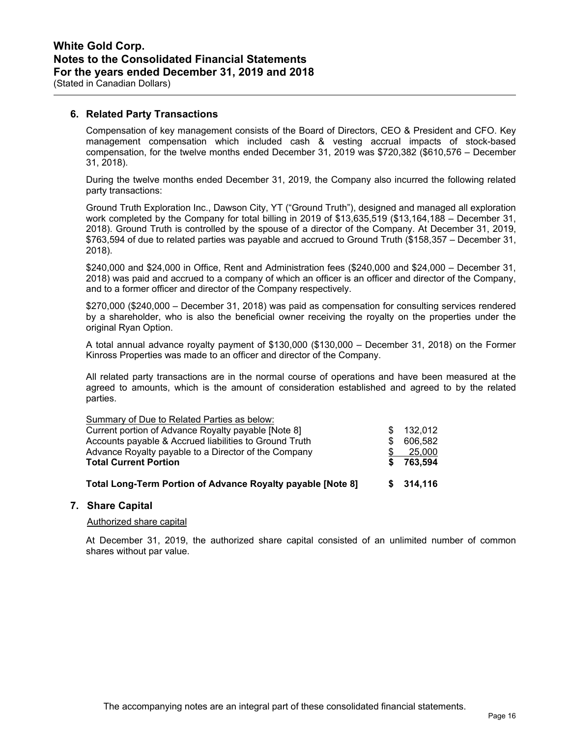## 6. Related Party Transactions

Compensation of key management consists of the Board of Directors, CEO & President and CFO. Key management compensation which included cash & vesting accrual impacts of stock-based compensation, for the twelve months ended December 31, 2019 was $720,382 ($610,576 – December 31, 2018).

During the twelve months ended December 31, 2019, the Company also incurred the following related party transactions:

Ground Truth Exploration Inc., Dawson City, YT ("Ground Truth"), designed and managed all exploration work completed by the Company for total billing in 2019 of $13,635,519 ($13,164,188 – December 31, 2018). Ground Truth is controlled by the spouse of a director of the Company. At December 31, 2019, $763,594 of due to related parties was payable and accrued to Ground Truth ($158,357 – December 31, 2018).

$240,000 and $24,000 in Office, Rent and Administration fees ($240,000 and $24,000 – December 31, 2018) was paid and accrued to a company of which an officer is an officer and director of the Company, and to a former officer and director of the Company respectively.

$270,000 ($240,000 – December 31, 2018) was paid as compensation for consulting services rendered by a shareholder, who is also the beneficial owner receiving the royalty on the properties under the original Ryan Option.

A total annual advance royalty payment of $130,000 ($130,000 – December 31, 2018) on the Former Kinross Properties was made to an officer and director of the Company.

All related party transactions are in the normal course of operations and have been measured at the agreed to amounts, which is the amount of consideration established and agreed to by the related parties.

| Summary of Due to Related Parties as below: | |
|---|---|
| Current portion of Advance Royalty payable [Note 8] | $ 132,012 |
| Accounts payable & Accrued liabilities to Ground Truth | $ 606,582 |
| Advance Royalty payable to a Director of the Company | $ 25,000 |
| **Total Current Portion** | **$ 763,594** |
| | |
| **Total Long-Term Portion of Advance Royalty payable [Note 8]** | **$ 314,116** |

## 7. Share Capital

Authorized share capital

At December 31, 2019, the authorized share capital consisted of an unlimited number of common shares without par value.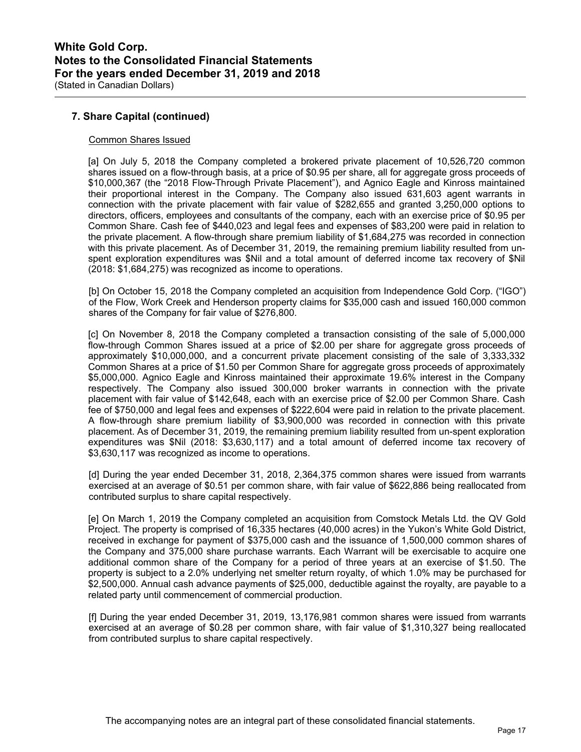## 7. Share Capital (continued)

Common Shares Issued

[a] On July 5, 2018 the Company completed a brokered private placement of 10,526,720 common shares issued on a flow-through basis, at a price of $0.95 per share, all for aggregate gross proceeds of $10,000,367 (the "2018 Flow-Through Private Placement"), and Agnico Eagle and Kinross maintained their proportional interest in the Company. The Company also issued 631,603 agent warrants in connection with the private placement with fair value of $282,655 and granted 3,250,000 options to directors, officers, employees and consultants of the company, each with an exercise price of $0.95 per Common Share. Cash fee of $440,023 and legal fees and expenses of $83,200 were paid in relation to the private placement. A flow-through share premium liability of $1,684,275 was recorded in connection with this private placement. As of December 31, 2019, the remaining premium liability resulted from un-spent exploration expenditures was $Nil and a total amount of deferred income tax recovery of $Nil (2018: $1,684,275) was recognized as income to operations.

[b] On October 15, 2018 the Company completed an acquisition from Independence Gold Corp. ("IGO") of the Flow, Work Creek and Henderson property claims for $35,000 cash and issued 160,000 common shares of the Company for fair value of $276,800.

[c] On November 8, 2018 the Company completed a transaction consisting of the sale of 5,000,000 flow-through Common Shares issued at a price of $2.00 per share for aggregate gross proceeds of approximately $10,000,000, and a concurrent private placement consisting of the sale of 3,333,332 Common Shares at a price of $1.50 per Common Share for aggregate gross proceeds of approximately $5,000,000. Agnico Eagle and Kinross maintained their approximate 19.6% interest in the Company respectively. The Company also issued 300,000 broker warrants in connection with the private placement with fair value of $142,648, each with an exercise price of $2.00 per Common Share. Cash fee of $750,000 and legal fees and expenses of $222,604 were paid in relation to the private placement. A flow-through share premium liability of $3,900,000 was recorded in connection with this private placement. As of December 31, 2019, the remaining premium liability resulted from un-spent exploration expenditures was $Nil (2018: $3,630,117) and a total amount of deferred income tax recovery of $3,630,117 was recognized as income to operations.

[d] During the year ended December 31, 2018, 2,364,375 common shares were issued from warrants exercised at an average of $0.51 per common share, with fair value of $622,886 being reallocated from contributed surplus to share capital respectively.

[e] On March 1, 2019 the Company completed an acquisition from Comstock Metals Ltd. the QV Gold Project. The property is comprised of 16,335 hectares (40,000 acres) in the Yukon's White Gold District, received in exchange for payment of $375,000 cash and the issuance of 1,500,000 common shares of the Company and 375,000 share purchase warrants. Each Warrant will be exercisable to acquire one additional common share of the Company for a period of three years at an exercise of $1.50. The property is subject to a 2.0% underlying net smelter return royalty, of which 1.0% may be purchased for $2,500,000. Annual cash advance payments of $25,000, deductible against the royalty, are payable to a related party until commencement of commercial production.

[f] During the year ended December 31, 2019, 13,176,981 common shares were issued from warrants exercised at an average of $0.28 per common share, with fair value of $1,310,327 being reallocated from contributed surplus to share capital respectively.

The accompanying notes are an integral part of these consolidated financial statements.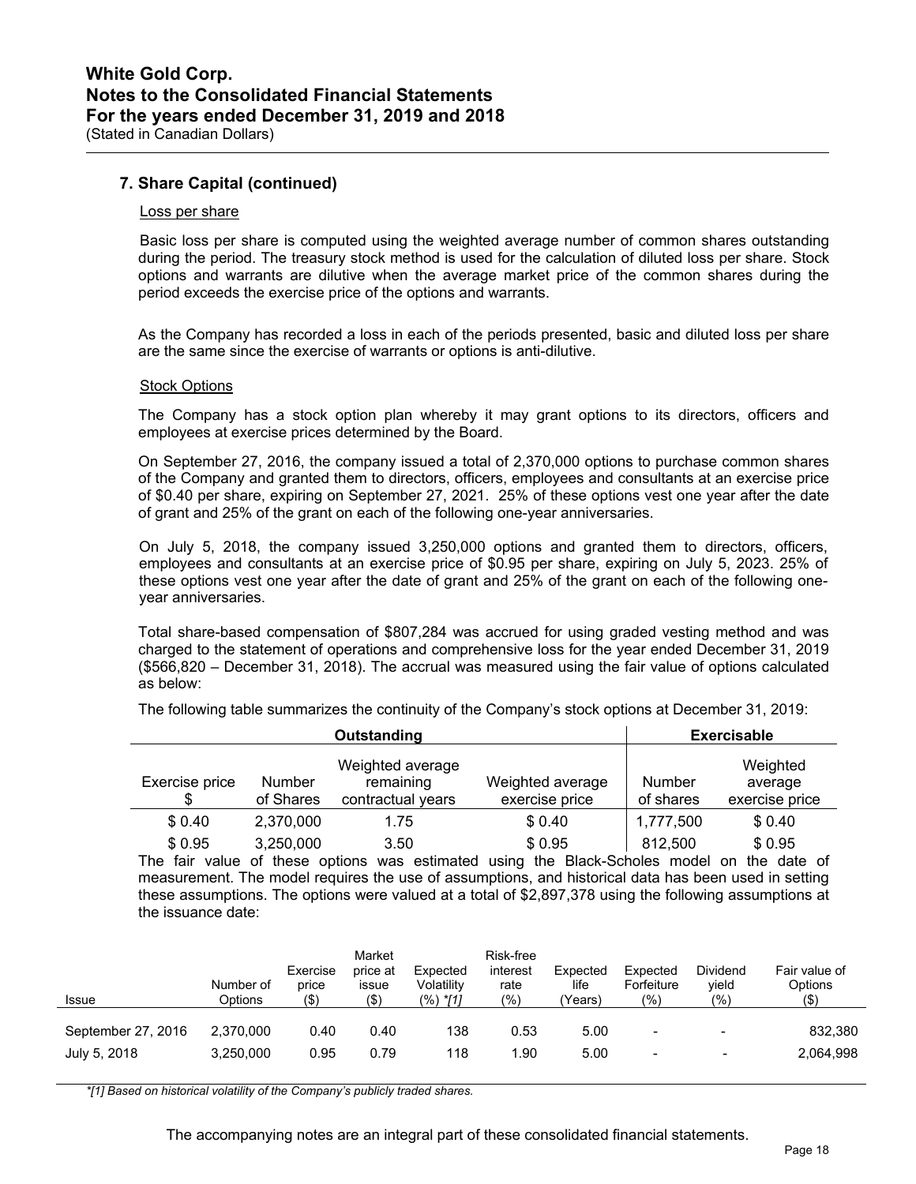## 7. Share Capital (continued)

### Loss per share

Basic loss per share is computed using the weighted average number of common shares outstanding during the period. The treasury stock method is used for the calculation of diluted loss per share. Stock options and warrants are dilutive when the average market price of the common shares during the period exceeds the exercise price of the options and warrants.

As the Company has recorded a loss in each of the periods presented, basic and diluted loss per share are the same since the exercise of warrants or options is anti-dilutive.

### Stock Options

The Company has a stock option plan whereby it may grant options to its directors, officers and employees at exercise prices determined by the Board.

On September 27, 2016, the company issued a total of 2,370,000 options to purchase common shares of the Company and granted them to directors, officers, employees and consultants at an exercise price of $0.40 per share, expiring on September 27, 2021. 25% of these options vest one year after the date of grant and 25% of the grant on each of the following one-year anniversaries.

On July 5, 2018, the company issued 3,250,000 options and granted them to directors, officers, employees and consultants at an exercise price of $0.95 per share, expiring on July 5, 2023. 25% of these options vest one year after the date of grant and 25% of the grant on each of the following one-year anniversaries.

Total share-based compensation of $807,284 was accrued for using graded vesting method and was charged to the statement of operations and comprehensive loss for the year ended December 31, 2019 ($566,820 – December 31, 2018). The accrual was measured using the fair value of options calculated as below:

The following table summarizes the continuity of the Company's stock options at December 31, 2019:

| Outstanding | | | | Exercisable | |
|---|---|---|---|---|---|
| Exercise price $ | Number of Shares | Weighted average remaining contractual years | Weighted average exercise price | Number of shares | Weighted average exercise price |
| $ 0.40 | 2,370,000 | 1.75 | $ 0.40 | 1,777,500 | $ 0.40 |
| $ 0.95 | 3,250,000 | 3.50 | $ 0.95 | 812,500 | $ 0.95 |

The fair value of these options was estimated using the Black-Scholes model on the date of measurement. The model requires the use of assumptions, and historical data has been used in setting these assumptions. The options were valued at a total of $2,897,378 using the following assumptions at the issuance date:

| Issue | Number of Options | Exercise price ($) | Market price at issue ($) | Expected Volatility (%) *[1] | Risk-free interest rate (%) | Expected life (Years) | Expected Forfeiture (%) | Dividend yield (%) | Fair value of Options ($) |
|---|---|---|---|---|---|---|---|---|---|
| September 27, 2016 | 2,370,000 | 0.40 | 0.40 | 138 | 0.53 | 5.00 | - | - | 832,380 |
| July 5, 2018 | 3,250,000 | 0.95 | 0.79 | 118 | 1.90 | 5.00 | - | - | 2,064,998 |

*\*[1] Based on historical volatility of the Company's publicly traded shares.*

The accompanying notes are an integral part of these consolidated financial statements.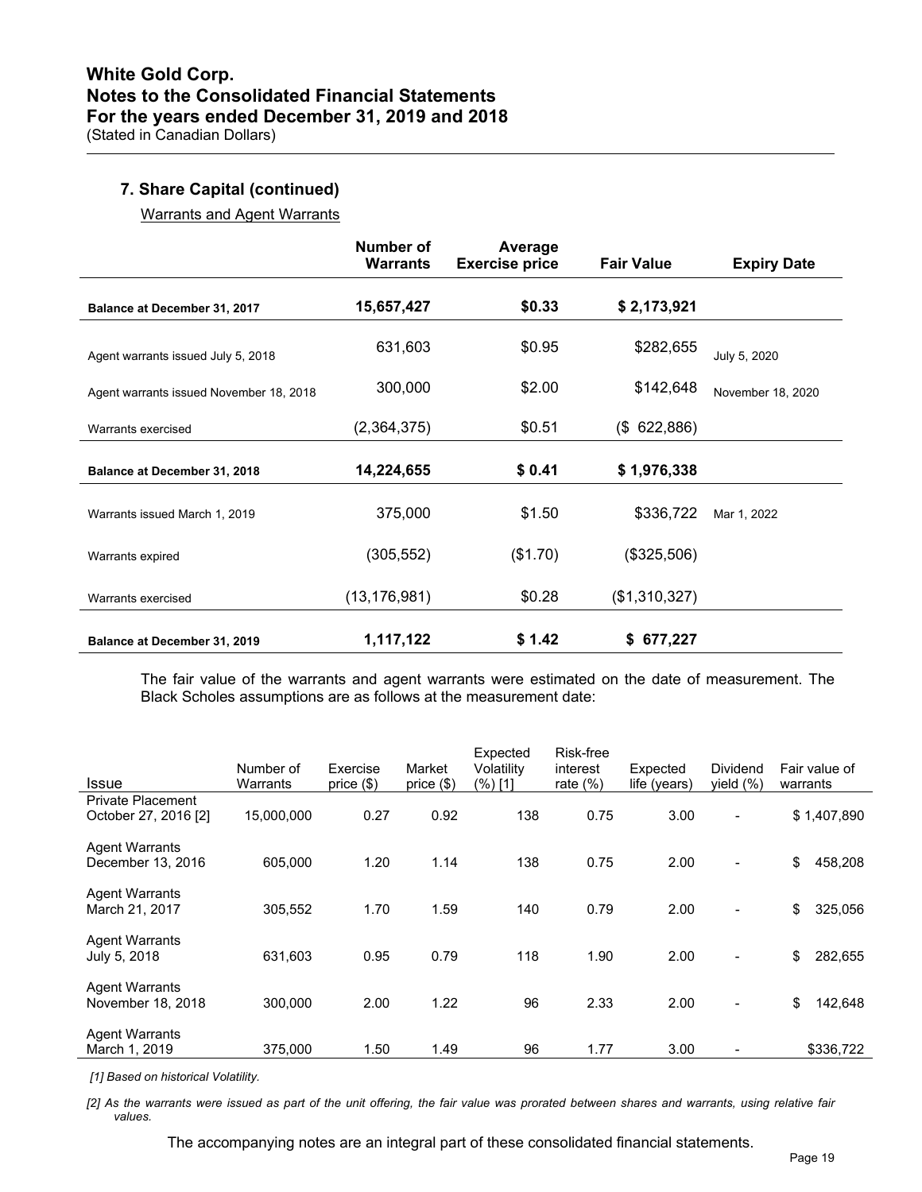# White Gold Corp.
# Notes to the Consolidated Financial Statements
# For the years ended December 31, 2019 and 2018
(Stated in Canadian Dollars)

## 7. Share Capital (continued)

Warrants and Agent Warrants

| | Number of Warrants | Average Exercise price | Fair Value | Expiry Date |
|---|---|---|---|---|
| **Balance at December 31, 2017** | **15,657,427** | **$0.33** | **$ 2,173,921** | |
| Agent warrants issued July 5, 2018 | 631,603 | $0.95 | $282,655 | July 5, 2020 |
| Agent warrants issued November 18, 2018 | 300,000 | $2.00 | $142,648 | November 18, 2020 |
| Warrants exercised | (2,364,375) | $0.51 | ($ 622,886) | |
| **Balance at December 31, 2018** | **14,224,655** | **$ 0.41** | **$ 1,976,338** | |
| Warrants issued March 1, 2019 | 375,000 | $1.50 | $336,722 | Mar 1, 2022 |
| Warrants expired | (305,552) | ($1.70) | ($325,506) | |
| Warrants exercised | (13,176,981) | $0.28 | ($1,310,327) | |
| **Balance at December 31, 2019** | **1,117,122** | **$ 1.42** | **$ 677,227** | |

The fair value of the warrants and agent warrants were estimated on the date of measurement. The Black Scholes assumptions are as follows at the measurement date:

| Issue | Number of Warrants | Exercise price ($) | Market price ($) | Expected Volatility (%) [1] | Risk-free interest rate (%) | Expected life (years) | Dividend yield (%) | Fair value of warrants |
|---|---|---|---|---|---|---|---|---|
| Private Placement October 27, 2016 [2] | 15,000,000 | 0.27 | 0.92 | 138 | 0.75 | 3.00 | - | $ 1,407,890 |
| Agent Warrants December 13, 2016 | 605,000 | 1.20 | 1.14 | 138 | 0.75 | 2.00 | - | $ 458,208 |
| Agent Warrants March 21, 2017 | 305,552 | 1.70 | 1.59 | 140 | 0.79 | 2.00 | - | $ 325,056 |
| Agent Warrants July 5, 2018 | 631,603 | 0.95 | 0.79 | 118 | 1.90 | 2.00 | - | $ 282,655 |
| Agent Warrants November 18, 2018 | 300,000 | 2.00 | 1.22 | 96 | 2.33 | 2.00 | - | $ 142,648 |
| Agent Warrants March 1, 2019 | 375,000 | 1.50 | 1.49 | 96 | 1.77 | 3.00 | - | $336,722 |

*[1] Based on historical Volatility.*

*[2] As the warrants were issued as part of the unit offering, the fair value was prorated between shares and warrants, using relative fair values.*

The accompanying notes are an integral part of these consolidated financial statements.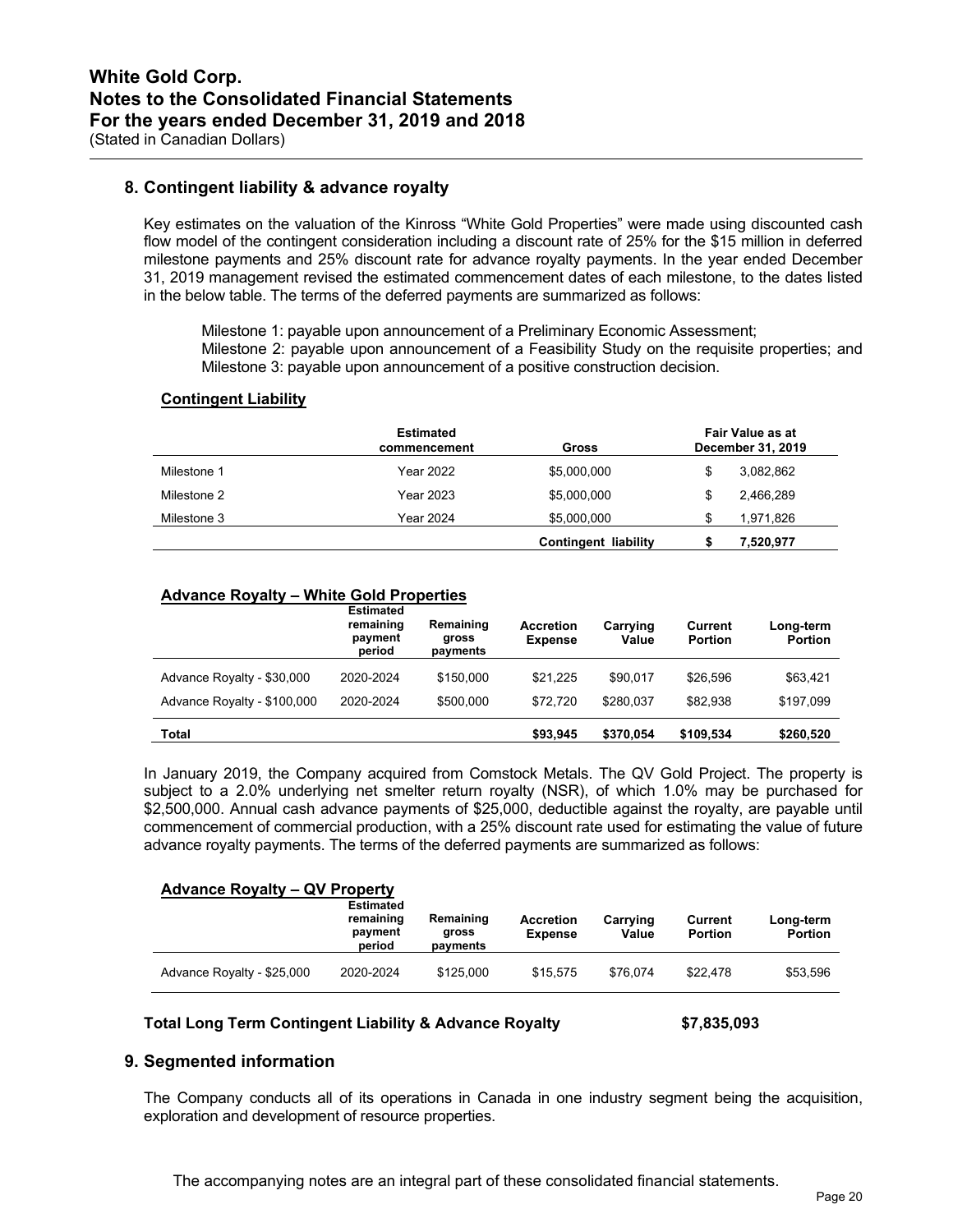## 8. Contingent liability & advance royalty

Key estimates on the valuation of the Kinross "White Gold Properties" were made using discounted cash flow model of the contingent consideration including a discount rate of 25% for the $15 million in deferred milestone payments and 25% discount rate for advance royalty payments. In the year ended December 31, 2019 management revised the estimated commencement dates of each milestone, to the dates listed in the below table. The terms of the deferred payments are summarized as follows:

Milestone 1: payable upon announcement of a Preliminary Economic Assessment;
Milestone 2: payable upon announcement of a Feasibility Study on the requisite properties; and
Milestone 3: payable upon announcement of a positive construction decision.

**Contingent Liability**

| | Estimated commencement | Gross | Fair Value as at December 31, 2019 |
|---|---|---|---|
| Milestone 1 | Year 2022 | $5,000,000 | $ 3,082,862 |
| Milestone 2 | Year 2023 | $5,000,000 | $ 2,466,289 |
| Milestone 3 | Year 2024 | $5,000,000 | $ 1,971,826 |
| | | **Contingent liability** | **$ 7,520,977** |

**Advance Royalty – White Gold Properties**

| | Estimated remaining payment period | Remaining gross payments | Accretion Expense | Carrying Value | Current Portion | Long-term Portion |
|---|---|---|---|---|---|---|
| Advance Royalty - $30,000 | 2020-2024 | $150,000 | $21,225 | $90,017 | $26,596 | $63,421 |
| Advance Royalty - $100,000 | 2020-2024 | $500,000 | $72,720 | $280,037 | $82,938 | $197,099 |
| **Total** | | | **$93,945** | **$370,054** | **$109,534** | **$260,520** |

In January 2019, the Company acquired from Comstock Metals. The QV Gold Project. The property is subject to a 2.0% underlying net smelter return royalty (NSR), of which 1.0% may be purchased for $2,500,000. Annual cash advance payments of $25,000, deductible against the royalty, are payable until commencement of commercial production, with a 25% discount rate used for estimating the value of future advance royalty payments. The terms of the deferred payments are summarized as follows:

**Advance Royalty – QV Property**

| | Estimated remaining payment period | Remaining gross payments | Accretion Expense | Carrying Value | Current Portion | Long-term Portion |
|---|---|---|---|---|---|---|
| Advance Royalty - $25,000 | 2020-2024 | $125,000 | $15,575 | $76,074 | $22,478 | $53,596 |

**Total Long Term Contingent Liability & Advance Royalty** **$7,835,093**

## 9. Segmented information

The Company conducts all of its operations in Canada in one industry segment being the acquisition, exploration and development of resource properties.

The accompanying notes are an integral part of these consolidated financial statements.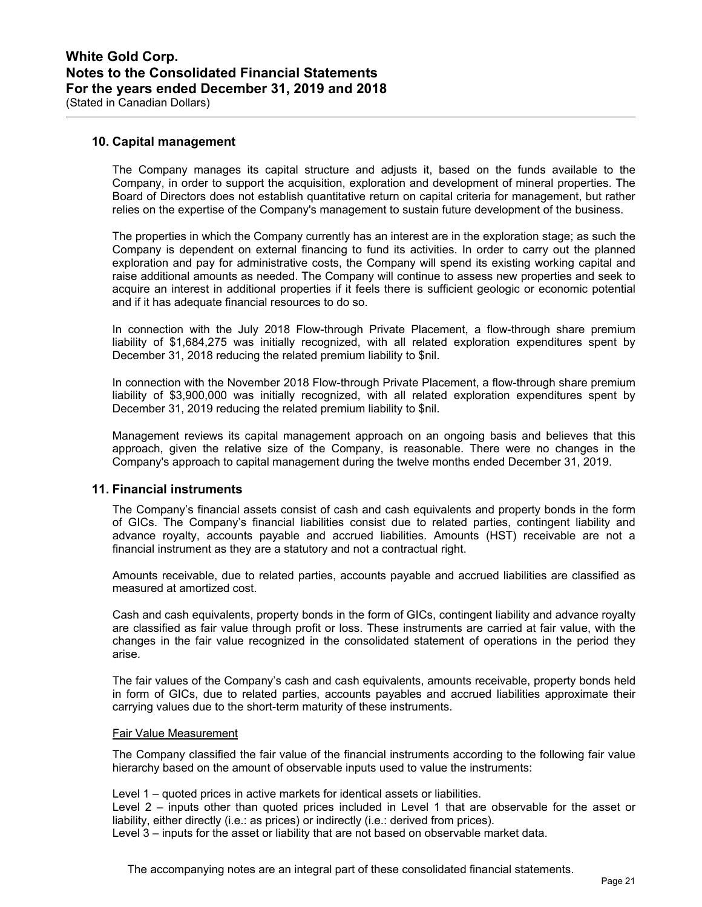## 10. Capital management

The Company manages its capital structure and adjusts it, based on the funds available to the Company, in order to support the acquisition, exploration and development of mineral properties. The Board of Directors does not establish quantitative return on capital criteria for management, but rather relies on the expertise of the Company's management to sustain future development of the business.

The properties in which the Company currently has an interest are in the exploration stage; as such the Company is dependent on external financing to fund its activities. In order to carry out the planned exploration and pay for administrative costs, the Company will spend its existing working capital and raise additional amounts as needed. The Company will continue to assess new properties and seek to acquire an interest in additional properties if it feels there is sufficient geologic or economic potential and if it has adequate financial resources to do so.

In connection with the July 2018 Flow-through Private Placement, a flow-through share premium liability of $1,684,275 was initially recognized, with all related exploration expenditures spent by December 31, 2018 reducing the related premium liability to $nil.

In connection with the November 2018 Flow-through Private Placement, a flow-through share premium liability of $3,900,000 was initially recognized, with all related exploration expenditures spent by December 31, 2019 reducing the related premium liability to $nil.

Management reviews its capital management approach on an ongoing basis and believes that this approach, given the relative size of the Company, is reasonable. There were no changes in the Company's approach to capital management during the twelve months ended December 31, 2019.

## 11. Financial instruments

The Company's financial assets consist of cash and cash equivalents and property bonds in the form of GICs. The Company's financial liabilities consist due to related parties, contingent liability and advance royalty, accounts payable and accrued liabilities. Amounts (HST) receivable are not a financial instrument as they are a statutory and not a contractual right.

Amounts receivable, due to related parties, accounts payable and accrued liabilities are classified as measured at amortized cost.

Cash and cash equivalents, property bonds in the form of GICs, contingent liability and advance royalty are classified as fair value through profit or loss. These instruments are carried at fair value, with the changes in the fair value recognized in the consolidated statement of operations in the period they arise.

The fair values of the Company's cash and cash equivalents, amounts receivable, property bonds held in form of GICs, due to related parties, accounts payables and accrued liabilities approximate their carrying values due to the short-term maturity of these instruments.

### Fair Value Measurement

The Company classified the fair value of the financial instruments according to the following fair value hierarchy based on the amount of observable inputs used to value the instruments:

Level 1 – quoted prices in active markets for identical assets or liabilities.
Level 2 – inputs other than quoted prices included in Level 1 that are observable for the asset or liability, either directly (i.e.: as prices) or indirectly (i.e.: derived from prices).
Level 3 – inputs for the asset or liability that are not based on observable market data.

The accompanying notes are an integral part of these consolidated financial statements.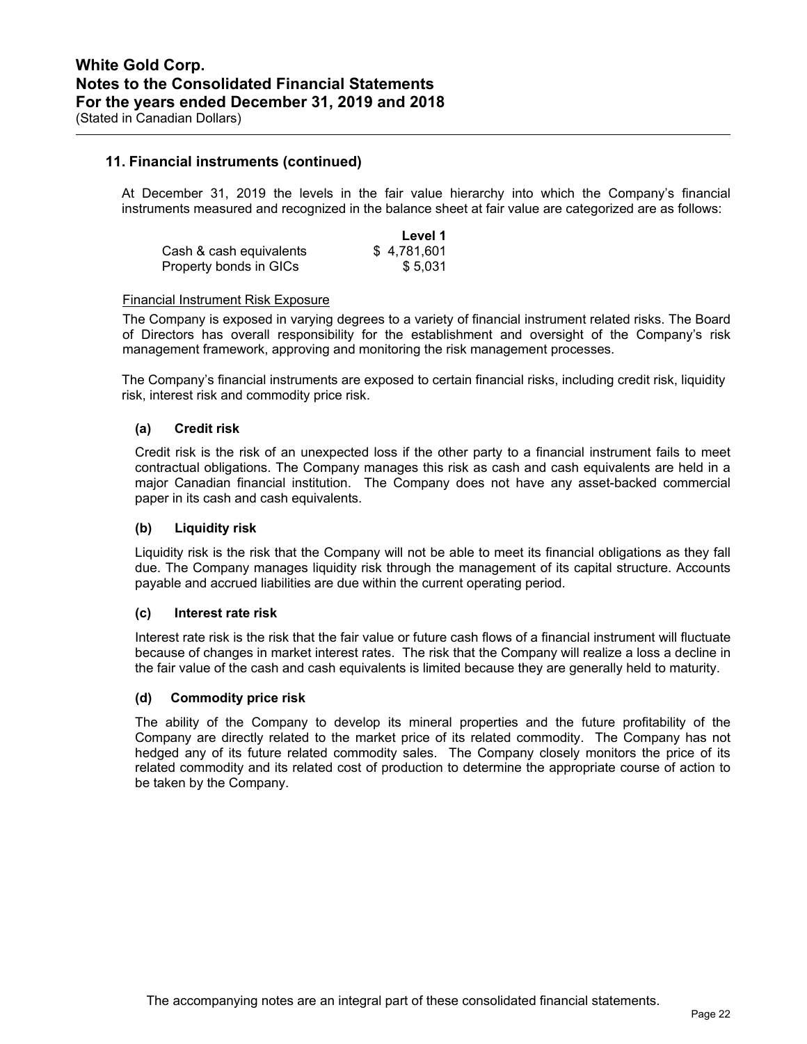## 11. Financial instruments (continued)

At December 31, 2019 the levels in the fair value hierarchy into which the Company's financial instruments measured and recognized in the balance sheet at fair value are categorized are as follows:

| | Level 1 |
|---|---|
| Cash & cash equivalents | $ 4,781,601 |
| Property bonds in GICs | $ 5,031 |

Financial Instrument Risk Exposure

The Company is exposed in varying degrees to a variety of financial instrument related risks. The Board of Directors has overall responsibility for the establishment and oversight of the Company's risk management framework, approving and monitoring the risk management processes.

The Company's financial instruments are exposed to certain financial risks, including credit risk, liquidity risk, interest risk and commodity price risk.

**(a) Credit risk**

Credit risk is the risk of an unexpected loss if the other party to a financial instrument fails to meet contractual obligations. The Company manages this risk as cash and cash equivalents are held in a major Canadian financial institution. The Company does not have any asset-backed commercial paper in its cash and cash equivalents.

**(b) Liquidity risk**

Liquidity risk is the risk that the Company will not be able to meet its financial obligations as they fall due. The Company manages liquidity risk through the management of its capital structure. Accounts payable and accrued liabilities are due within the current operating period.

**(c) Interest rate risk**

Interest rate risk is the risk that the fair value or future cash flows of a financial instrument will fluctuate because of changes in market interest rates. The risk that the Company will realize a loss a decline in the fair value of the cash and cash equivalents is limited because they are generally held to maturity.

**(d) Commodity price risk**

The ability of the Company to develop its mineral properties and the future profitability of the Company are directly related to the market price of its related commodity. The Company has not hedged any of its future related commodity sales. The Company closely monitors the price of its related commodity and its related cost of production to determine the appropriate course of action to be taken by the Company.

The accompanying notes are an integral part of these consolidated financial statements.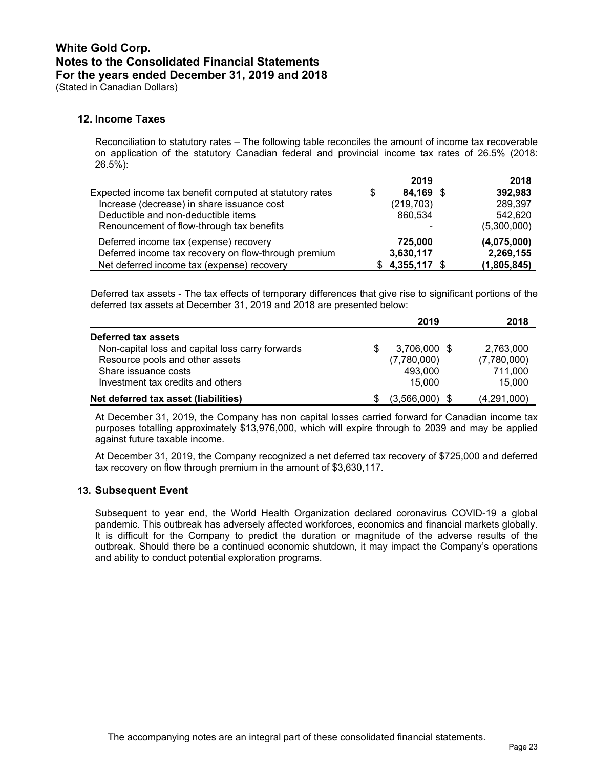## 12. Income Taxes

Reconciliation to statutory rates – The following table reconciles the amount of income tax recoverable on application of the statutory Canadian federal and provincial income tax rates of 26.5% (2018: 26.5%):

| | 2019 | 2018 |
|---|---|---|
| Expected income tax benefit computed at statutory rates | **$ 84,169** | **$ 392,983** |
| Increase (decrease) in share issuance cost | (219,703) | 289,397 |
| Deductible and non-deductible items | 860,534 | 542,620 |
| Renouncement of flow-through tax benefits | - | (5,300,000) |
| Deferred income tax (expense) recovery | **725,000** | **(4,075,000)** |
| Deferred income tax recovery on flow-through premium | **3,630,117** | **2,269,155** |
| Net deferred income tax (expense) recovery | **$ 4,355,117** | **$ (1,805,845)** |

Deferred tax assets - The tax effects of temporary differences that give rise to significant portions of the deferred tax assets at December 31, 2019 and 2018 are presented below:

| | 2019 | 2018 |
|---|---|---|
| **Deferred tax assets** | | |
| Non-capital loss and capital loss carry forwards | $ 3,706,000 | $ 2,763,000 |
| Resource pools and other assets | (7,780,000) | (7,780,000) |
| Share issuance costs | 493,000 | 711,000 |
| Investment tax credits and others | 15,000 | 15,000 |
| **Net deferred tax asset (liabilities)** | $ (3,566,000) | $ (4,291,000) |

At December 31, 2019, the Company has non capital losses carried forward for Canadian income tax purposes totalling approximately $13,976,000, which will expire through to 2039 and may be applied against future taxable income.

At December 31, 2019, the Company recognized a net deferred tax recovery of $725,000 and deferred tax recovery on flow through premium in the amount of $3,630,117.

## 13. Subsequent Event

Subsequent to year end, the World Health Organization declared coronavirus COVID-19 a global pandemic. This outbreak has adversely affected workforces, economics and financial markets globally. It is difficult for the Company to predict the duration or magnitude of the adverse results of the outbreak. Should there be a continued economic shutdown, it may impact the Company's operations and ability to conduct potential exploration programs.

The accompanying notes are an integral part of these consolidated financial statements.